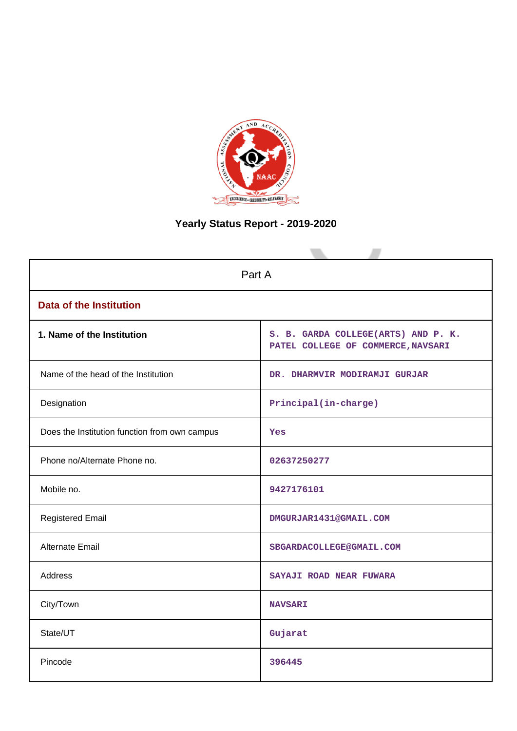# Yearly Status Report - 2019-2020

| Part A | |
|---|---|
| **Data of the Institution** | |
| **1. Name of the Institution** | S. B. GARDA COLLEGE(ARTS) AND P. K. PATEL COLLEGE OF COMMERCE,NAVSARI |
| Name of the head of the Institution | DR. DHARMVIR MODIRAMJI GURJAR |
| Designation | Principal(in-charge) |
| Does the Institution function from own campus | Yes |
| Phone no/Alternate Phone no. | 02637250277 |
| Mobile no. | 9427176101 |
| Registered Email | DMGURJAR1431@GMAIL.COM |
| Alternate Email | SBGARDACOLLEGE@GMAIL.COM |
| Address | SAYAJI ROAD NEAR FUWARA |
| City/Town | NAVSARI |
| State/UT | Gujarat |
| Pincode | 396445 |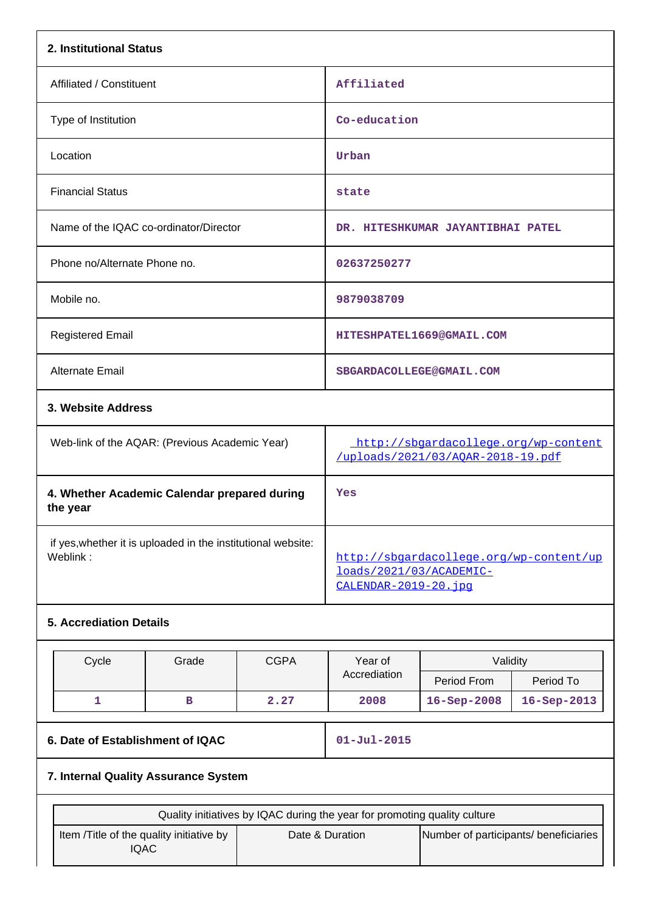## 2. Institutional Status

| | |
|---|---|
| Affiliated / Constituent | Affiliated |
| Type of Institution | Co-education |
| Location | Urban |
| Financial Status | state |
| Name of the IQAC co-ordinator/Director | DR. HITESHKUMAR JAYANTIBHAI PATEL |
| Phone no/Alternate Phone no. | 02637250277 |
| Mobile no. | 9879038709 |
| Registered Email | HITESHPATEL1669@GMAIL.COM |
| Alternate Email | SBGARDACOLLEGE@GMAIL.COM |

## 3. Website Address

| | |
|---|---|
| Web-link of the AQAR: (Previous Academic Year) | http://sbgardacollege.org/wp-content/uploads/2021/03/AQAR-2018-19.pdf |
| **4. Whether Academic Calendar prepared during the year** | Yes |
| if yes,whether it is uploaded in the institutional website: Weblink : | http://sbgardacollege.org/wp-content/uploads/2021/03/ACADEMIC-CALENDAR-2019-20.jpg |

## 5. Accrediation Details

| Cycle | Grade | CGPA | Year of Accrediation | Validity | |
|---|---|---|---|---|---|
| | | | | Period From | Period To |
| 1 | B | 2.27 | 2008 | 16-Sep-2008 | 16-Sep-2013 |

| | |
|---|---|
| **6. Date of Establishment of IQAC** | 01-Jul-2015 |

## 7. Internal Quality Assurance System

| Quality initiatives by IQAC during the year for promoting quality culture | | |
|---|---|---|
| Item /Title of the quality initiative by IQAC | Date & Duration | Number of participants/ beneficiaries |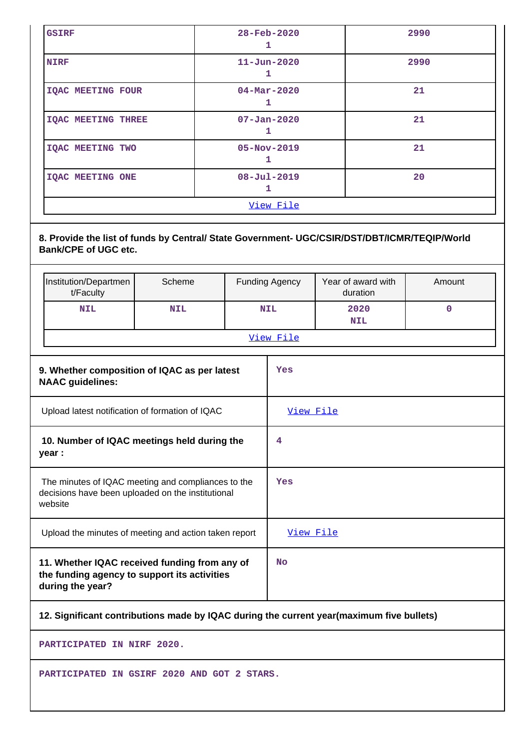| | | |
|---|---|---|
| GSIRF | 28-Feb-2020<br>1 | 2990 |
| NIRF | 11-Jun-2020<br>1 | 2990 |
| IQAC MEETING FOUR | 04-Mar-2020<br>1 | 21 |
| IQAC MEETING THREE | 07-Jan-2020<br>1 | 21 |
| IQAC MEETING TWO | 05-Nov-2019<br>1 | 21 |
| IQAC MEETING ONE | 08-Jul-2019<br>1 | 20 |
| View File | | |

**8. Provide the list of funds by Central/ State Government- UGC/CSIR/DST/DBT/ICMR/TEQIP/World Bank/CPE of UGC etc.**

| Institution/Department/Faculty | Scheme | Funding Agency | Year of award with duration | Amount |
|---|---|---|---|---|
| NIL | NIL | NIL | 2020<br>NIL | 0 |
| View File | | | | |

| | |
|---|---|
| **9. Whether composition of IQAC as per latest NAAC guidelines:** | Yes |
| Upload latest notification of formation of IQAC | View File |
| **10. Number of IQAC meetings held during the year :** | 4 |
| The minutes of IQAC meeting and compliances to the decisions have been uploaded on the institutional website | Yes |
| Upload the minutes of meeting and action taken report | View File |
| **11. Whether IQAC received funding from any of the funding agency to support its activities during the year?** | No |

**12. Significant contributions made by IQAC during the current year(maximum five bullets)**

PARTICIPATED IN NIRF 2020.

PARTICIPATED IN GSIRF 2020 AND GOT 2 STARS.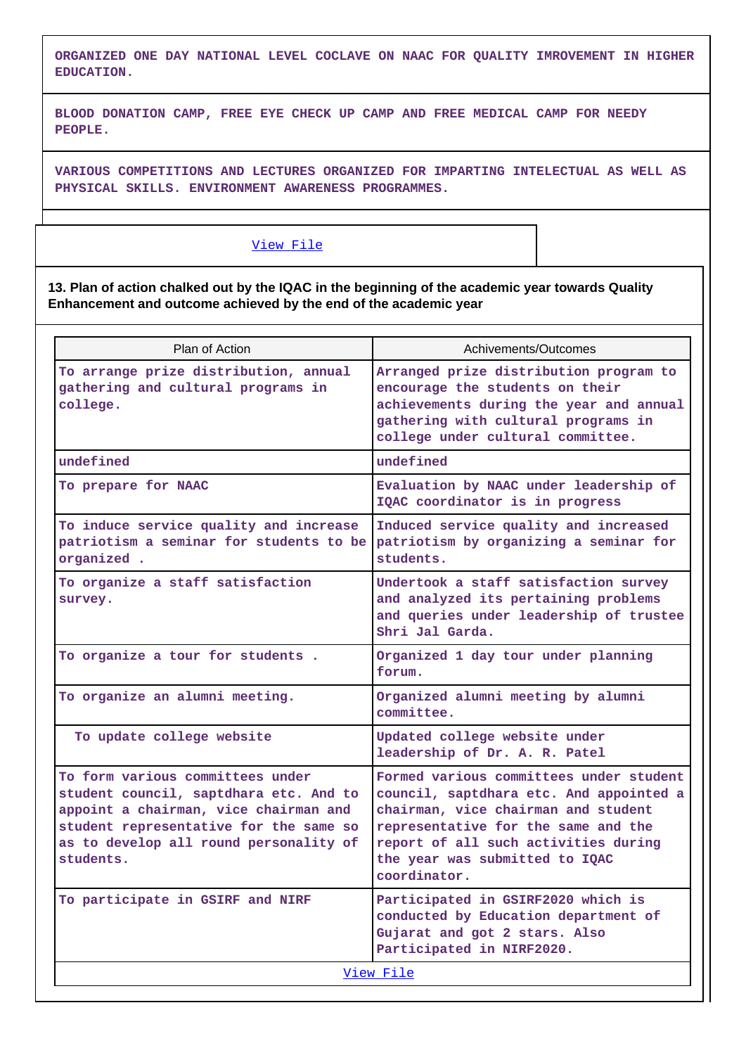| |
|---|
| ORGANIZED ONE DAY NATIONAL LEVEL COCLAVE ON NAAC FOR QUALITY IMROVEMENT IN HIGHER EDUCATION. |
| BLOOD DONATION CAMP, FREE EYE CHECK UP CAMP AND FREE MEDICAL CAMP FOR NEEDY PEOPLE. |
| VARIOUS COMPETITIONS AND LECTURES ORGANIZED FOR IMPARTING INTELECTUAL AS WELL AS PHYSICAL SKILLS. ENVIRONMENT AWARENESS PROGRAMMES. |

View File

**13. Plan of action chalked out by the IQAC in the beginning of the academic year towards Quality Enhancement and outcome achieved by the end of the academic year**

| Plan of Action | Achivements/Outcomes |
|---|---|
| To arrange prize distribution, annual gathering and cultural programs in college. | Arranged prize distribution program to encourage the students on their achievements during the year and annual gathering with cultural programs in college under cultural committee. |
| undefined | undefined |
| To prepare for NAAC | Evaluation by NAAC under leadership of IQAC coordinator is in progress |
| To induce service quality and increase patriotism a seminar for students to be organized . | Induced service quality and increased patriotism by organizing a seminar for students. |
| To organize a staff satisfaction survey. | Undertook a staff satisfaction survey and analyzed its pertaining problems and queries under leadership of trustee Shri Jal Garda. |
| To organize a tour for students . | Organized 1 day tour under planning forum. |
| To organize an alumni meeting. | Organized alumni meeting by alumni committee. |
| To update college website | Updated college website under leadership of Dr. A. R. Patel |
| To form various committees under student council, saptdhara etc. And to appoint a chairman, vice chairman and student representative for the same so as to develop all round personality of students. | Formed various committees under student council, saptdhara etc. And appointed a chairman, vice chairman and student representative for the same and the report of all such activities during the year was submitted to IQAC coordinator. |
| To participate in GSIRF and NIRF | Participated in GSIRF2020 which is conducted by Education department of Gujarat and got 2 stars. Also Participated in NIRF2020. |

View File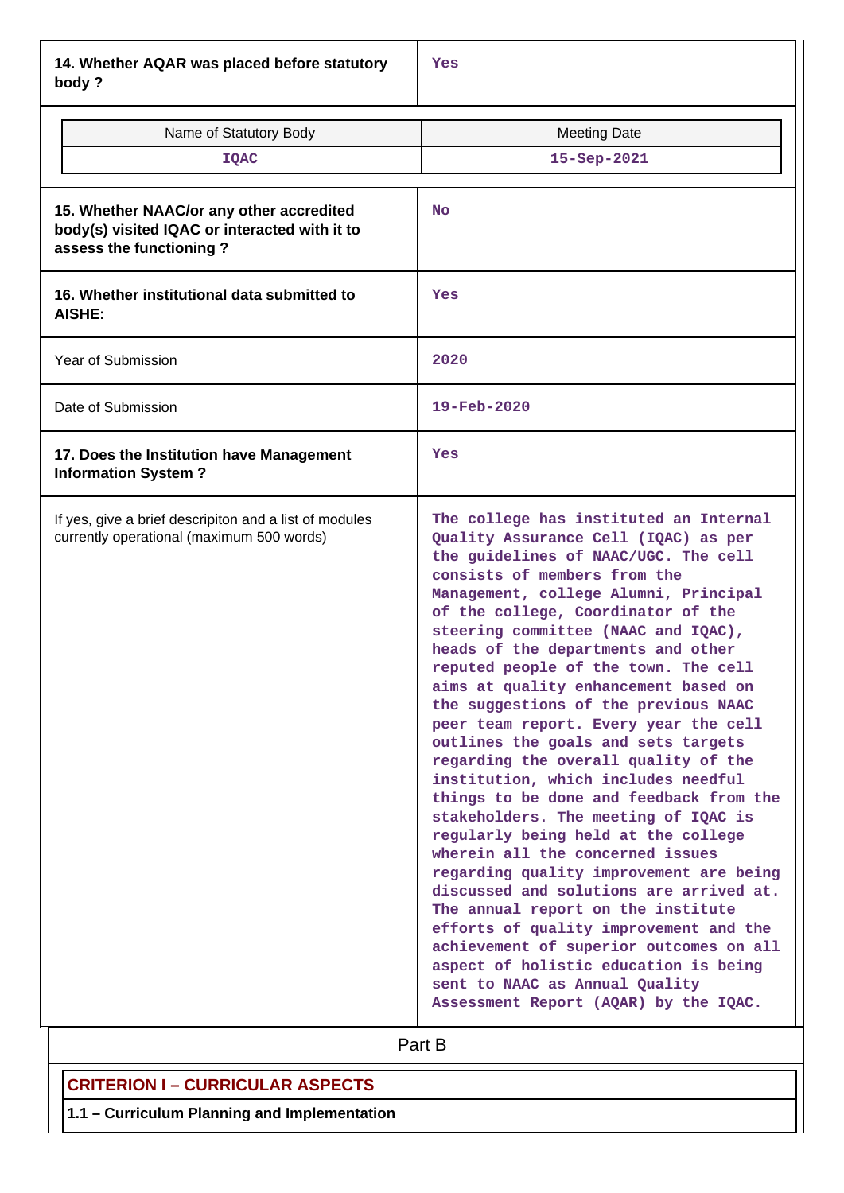| | |
|---|---|
| **14. Whether AQAR was placed before statutory body ?** | Yes |

| Name of Statutory Body | Meeting Date |
|---|---|
| IQAC | 15-Sep-2021 |

| | |
|---|---|
| **15. Whether NAAC/or any other accredited body(s) visited IQAC or interacted with it to assess the functioning ?** | No |
| **16. Whether institutional data submitted to AISHE:** | Yes |
| Year of Submission | 2020 |
| Date of Submission | 19-Feb-2020 |
| **17. Does the Institution have Management Information System ?** | Yes |
| If yes, give a brief descripiton and a list of modules currently operational (maximum 500 words) | The college has instituted an Internal Quality Assurance Cell (IQAC) as per the guidelines of NAAC/UGC. The cell consists of members from the Management, college Alumni, Principal of the college, Coordinator of the steering committee (NAAC and IQAC), heads of the departments and other reputed people of the town. The cell aims at quality enhancement based on the suggestions of the previous NAAC peer team report. Every year the cell outlines the goals and sets targets regarding the overall quality of the institution, which includes needful things to be done and feedback from the stakeholders. The meeting of IQAC is regularly being held at the college wherein all the concerned issues regarding quality improvement are being discussed and solutions are arrived at. The annual report on the institute efforts of quality improvement and the achievement of superior outcomes on all aspect of holistic education is being sent to NAAC as Annual Quality Assessment Report (AQAR) by the IQAC. |

## Part B

### CRITERION I – CURRICULAR ASPECTS

**1.1 – Curriculum Planning and Implementation**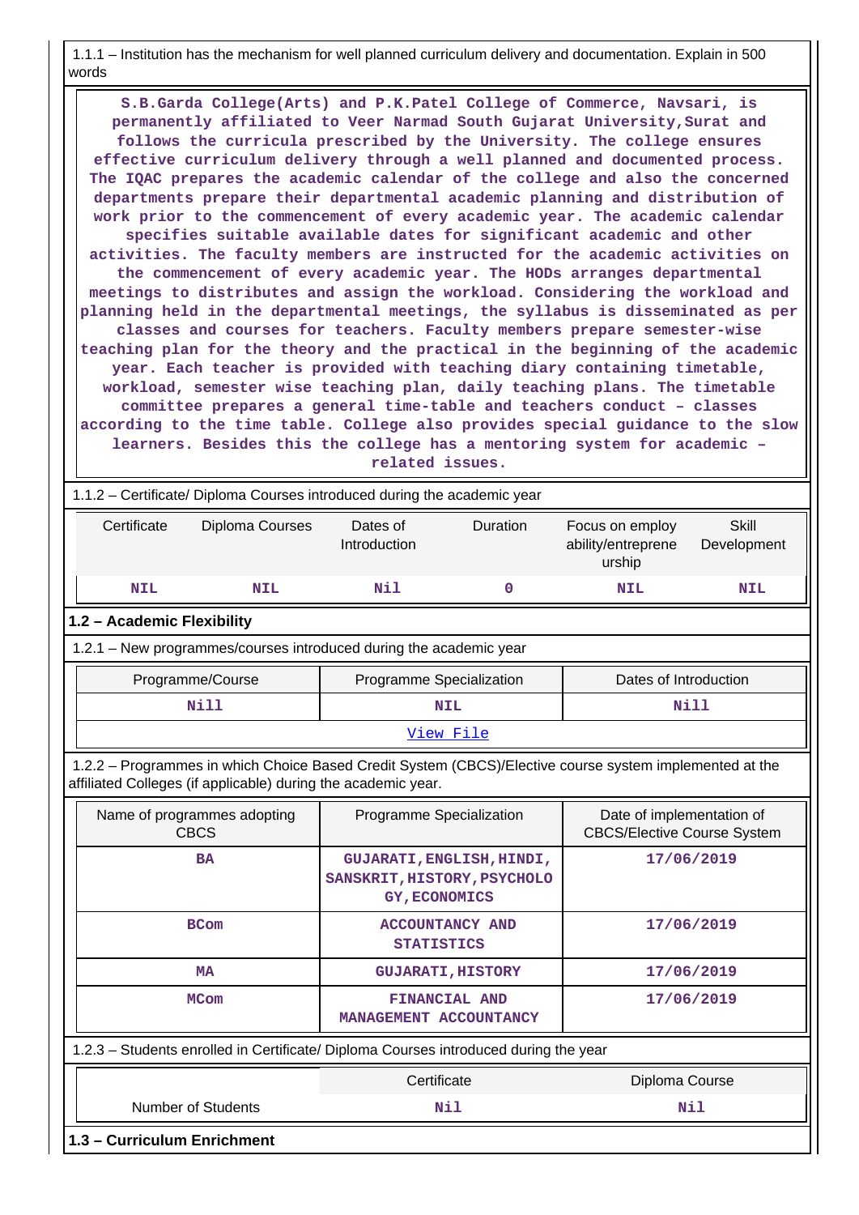1.1.1 – Institution has the mechanism for well planned curriculum delivery and documentation. Explain in 500 words

S.B.Garda College(Arts) and P.K.Patel College of Commerce, Navsari, is permanently affiliated to Veer Narmad South Gujarat University,Surat and follows the curricula prescribed by the University. The college ensures effective curriculum delivery through a well planned and documented process. The IQAC prepares the academic calendar of the college and also the concerned departments prepare their departmental academic planning and distribution of work prior to the commencement of every academic year. The academic calendar specifies suitable available dates for significant academic and other activities. The faculty members are instructed for the academic activities on the commencement of every academic year. The HODs arranges departmental meetings to distributes and assign the workload. Considering the workload and planning held in the departmental meetings, the syllabus is disseminated as per classes and courses for teachers. Faculty members prepare semester-wise teaching plan for the theory and the practical in the beginning of the academic year. Each teacher is provided with teaching diary containing timetable, workload, semester wise teaching plan, daily teaching plans. The timetable committee prepares a general time-table and teachers conduct – classes according to the time table. College also provides special guidance to the slow learners. Besides this the college has a mentoring system for academic – related issues.

1.1.2 – Certificate/ Diploma Courses introduced during the academic year

| Certificate | Diploma Courses | Dates of Introduction | Duration | Focus on employ ability/entreprene urship | Skill Development |
|---|---|---|---|---|---|
| NIL | NIL | Nil | 0 | NIL | NIL |

## 1.2 – Academic Flexibility

1.2.1 – New programmes/courses introduced during the academic year

| Programme/Course | Programme Specialization | Dates of Introduction |
|---|---|---|
| Nill | NIL | Nill |
| View File | | |

1.2.2 – Programmes in which Choice Based Credit System (CBCS)/Elective course system implemented at the affiliated Colleges (if applicable) during the academic year.

| Name of programmes adopting CBCS | Programme Specialization | Date of implementation of CBCS/Elective Course System |
|---|---|---|
| BA | GUJARATI,ENGLISH,HINDI, SANSKRIT,HISTORY,PSYCHOLOGY,ECONOMICS | 17/06/2019 |
| BCom | ACCOUNTANCY AND STATISTICS | 17/06/2019 |
| MA | GUJARATI,HISTORY | 17/06/2019 |
| MCom | FINANCIAL AND MANAGEMENT ACCOUNTANCY | 17/06/2019 |

1.2.3 – Students enrolled in Certificate/ Diploma Courses introduced during the year

| | Certificate | Diploma Course |
|---|---|---|
| Number of Students | Nil | Nil |

## 1.3 – Curriculum Enrichment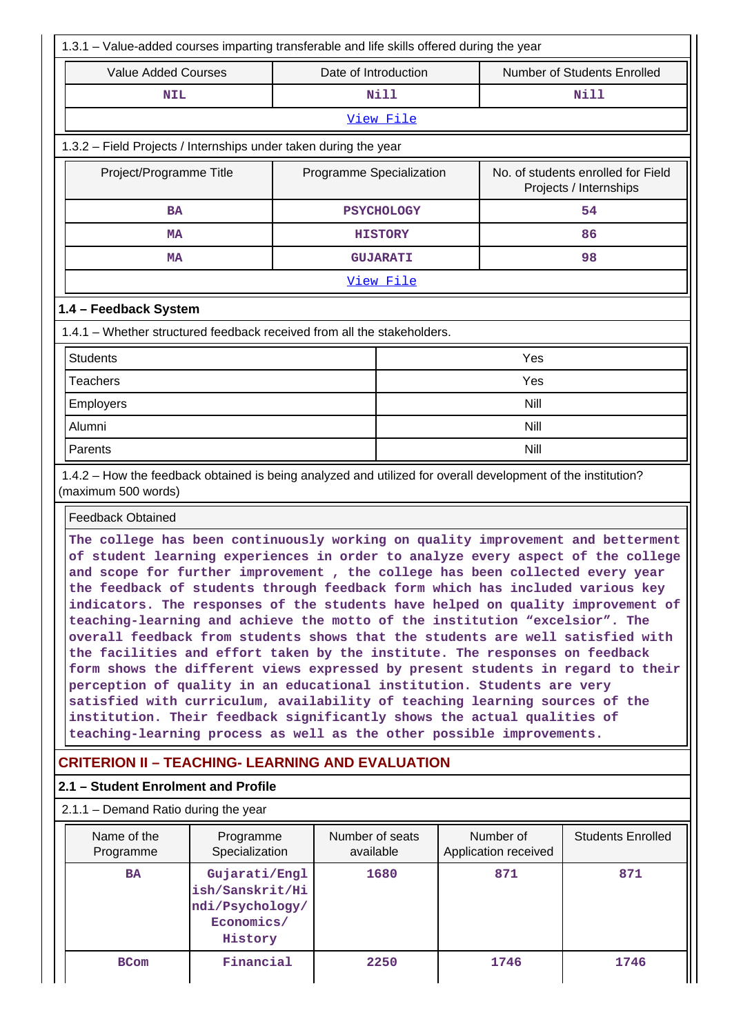1.3.1 – Value-added courses imparting transferable and life skills offered during the year

| Value Added Courses | Date of Introduction | Number of Students Enrolled |
|---|---|---|
| NIL | Nill | Nill |

View File

1.3.2 – Field Projects / Internships under taken during the year

| Project/Programme Title | Programme Specialization | No. of students enrolled for Field Projects / Internships |
|---|---|---|
| BA | PSYCHOLOGY | 54 |
| MA | HISTORY | 86 |
| MA | GUJARATI | 98 |

View File

### 1.4 – Feedback System

1.4.1 – Whether structured feedback received from all the stakeholders.

| | |
|---|---|
| Students | Yes |
| Teachers | Yes |
| Employers | Nill |
| Alumni | Nill |
| Parents | Nill |

1.4.2 – How the feedback obtained is being analyzed and utilized for overall development of the institution? (maximum 500 words)

Feedback Obtained

The college has been continuously working on quality improvement and betterment of student learning experiences in order to analyze every aspect of the college and scope for further improvement , the college has been collected every year the feedback of students through feedback form which has included various key indicators. The responses of the students have helped on quality improvement of teaching-learning and achieve the motto of the institution "excelsior". The overall feedback from students shows that the students are well satisfied with the facilities and effort taken by the institute. The responses on feedback form shows the different views expressed by present students in regard to their perception of quality in an educational institution. Students are very satisfied with curriculum, availability of teaching learning sources of the institution. Their feedback significantly shows the actual qualities of teaching-learning process as well as the other possible improvements.

## CRITERION II – TEACHING- LEARNING AND EVALUATION

### 2.1 – Student Enrolment and Profile

2.1.1 – Demand Ratio during the year

| Name of the Programme | Programme Specialization | Number of seats available | Number of Application received | Students Enrolled |
|---|---|---|---|---|
| BA | Gujarati/English/Sanskrit/Hindi/Psychology/Economics/History | 1680 | 871 | 871 |
| BCom | Financial | 2250 | 1746 | 1746 |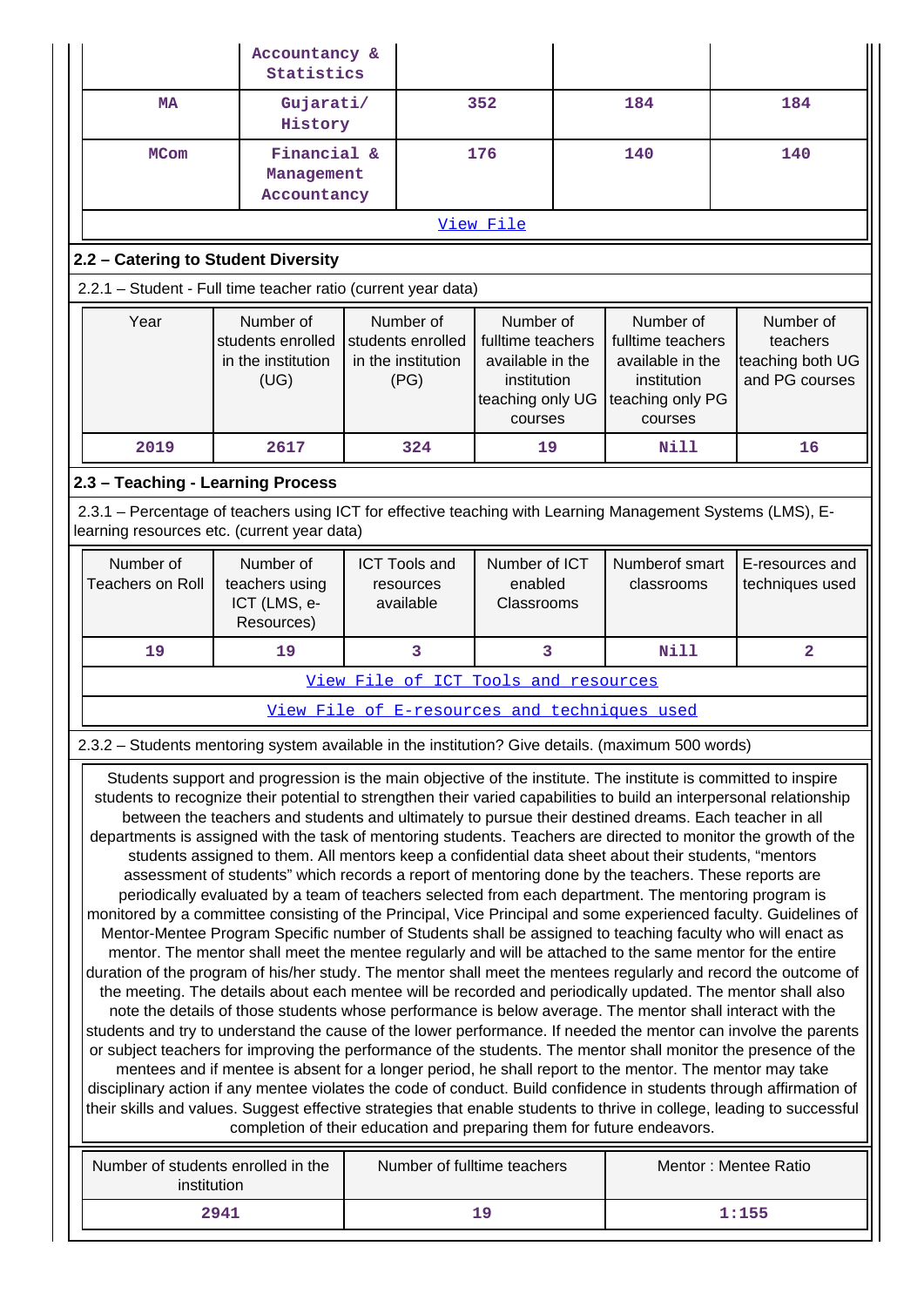| | | | | |
|---|---|---|---|---|
| | Accountancy & Statistics | | | |
| MA | Gujarati/ History | 352 | 184 | 184 |
| MCom | Financial & Management Accountancy | 176 | 140 | 140 |

[View File]

## 2.2 – Catering to Student Diversity

2.2.1 – Student - Full time teacher ratio (current year data)

| Year | Number of students enrolled in the institution (UG) | Number of students enrolled in the institution (PG) | Number of fulltime teachers available in the institution teaching only UG courses | Number of fulltime teachers available in the institution teaching only PG courses | Number of teachers teaching both UG and PG courses |
|---|---|---|---|---|---|
| 2019 | 2617 | 324 | 19 | Nill | 16 |

## 2.3 – Teaching - Learning Process

2.3.1 – Percentage of teachers using ICT for effective teaching with Learning Management Systems (LMS), E-learning resources etc. (current year data)

| Number of Teachers on Roll | Number of teachers using ICT (LMS, e-Resources) | ICT Tools and resources available | Number of ICT enabled Classrooms | Numberof smart classrooms | E-resources and techniques used |
|---|---|---|---|---|---|
| 19 | 19 | 3 | 3 | Nill | 2 |

[View File of ICT Tools and resources]

[View File of E-resources and techniques used]

2.3.2 – Students mentoring system available in the institution? Give details. (maximum 500 words)

Students support and progression is the main objective of the institute. The institute is committed to inspire students to recognize their potential to strengthen their varied capabilities to build an interpersonal relationship between the teachers and students and ultimately to pursue their destined dreams. Each teacher in all departments is assigned with the task of mentoring students. Teachers are directed to monitor the growth of the students assigned to them. All mentors keep a confidential data sheet about their students, "mentors assessment of students" which records a report of mentoring done by the teachers. These reports are periodically evaluated by a team of teachers selected from each department. The mentoring program is monitored by a committee consisting of the Principal, Vice Principal and some experienced faculty. Guidelines of Mentor-Mentee Program Specific number of Students shall be assigned to teaching faculty who will enact as mentor. The mentor shall meet the mentee regularly and will be attached to the same mentor for the entire duration of the program of his/her study. The mentor shall meet the mentees regularly and record the outcome of the meeting. The details about each mentee will be recorded and periodically updated. The mentor shall also note the details of those students whose performance is below average. The mentor shall interact with the students and try to understand the cause of the lower performance. If needed the mentor can involve the parents or subject teachers for improving the performance of the students. The mentor shall monitor the presence of the mentees and if mentee is absent for a longer period, he shall report to the mentor. The mentor may take disciplinary action if any mentee violates the code of conduct. Build confidence in students through affirmation of their skills and values. Suggest effective strategies that enable students to thrive in college, leading to successful completion of their education and preparing them for future endeavors.

| Number of students enrolled in the institution | Number of fulltime teachers | Mentor : Mentee Ratio |
|---|---|---|
| 2941 | 19 | 1:155 |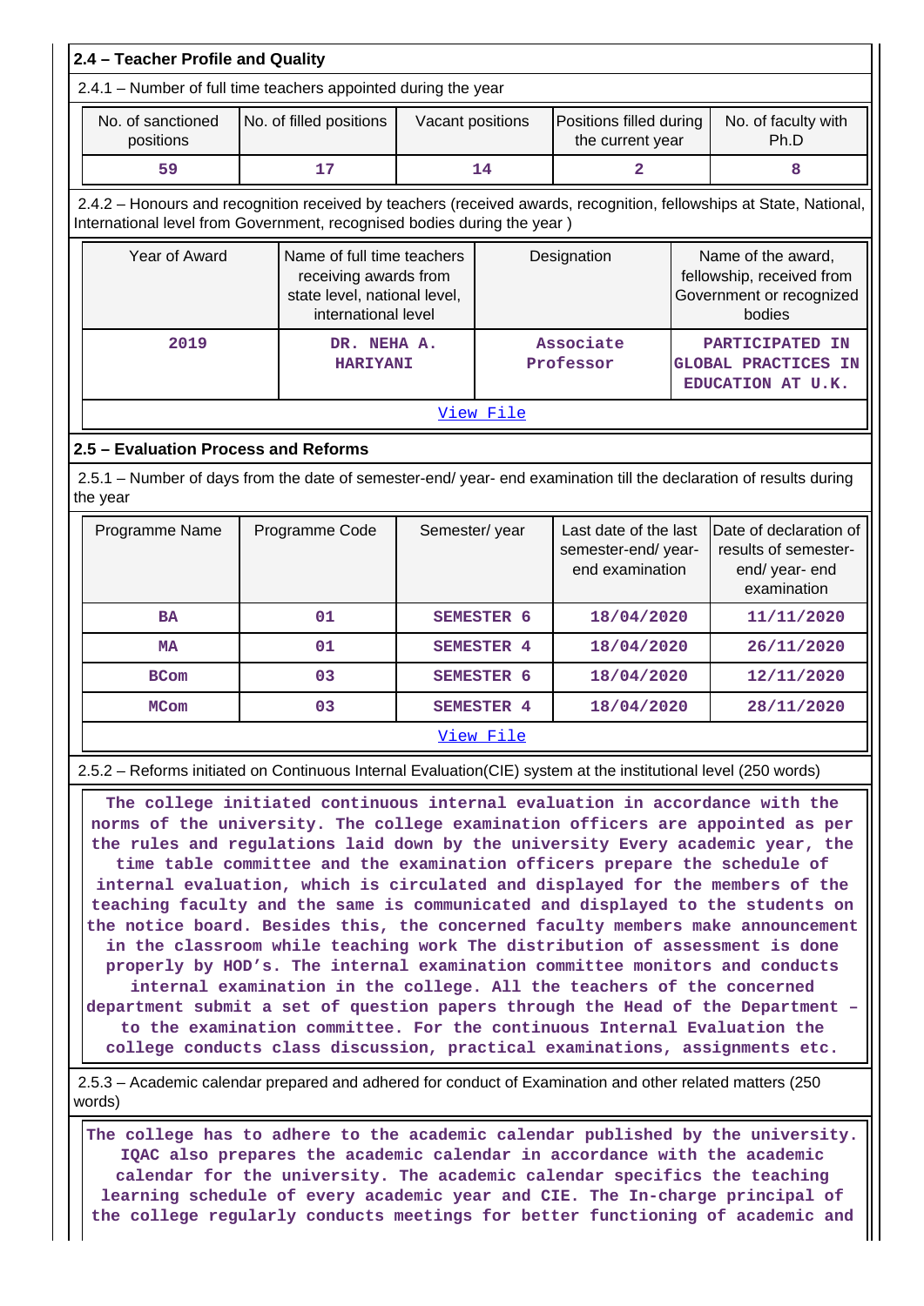## 2.4 – Teacher Profile and Quality

2.4.1 – Number of full time teachers appointed during the year

| No. of sanctioned positions | No. of filled positions | Vacant positions | Positions filled during the current year | No. of faculty with Ph.D |
|---|---|---|---|---|
| 59 | 17 | 14 | 2 | 8 |

2.4.2 – Honours and recognition received by teachers (received awards, recognition, fellowships at State, National, International level from Government, recognised bodies during the year )

| Year of Award | Name of full time teachers receiving awards from state level, national level, international level | Designation | Name of the award, fellowship, received from Government or recognized bodies |
|---|---|---|---|
| 2019 | DR. NEHA A. HARIYANI | Associate Professor | PARTICIPATED IN GLOBAL PRACTICES IN EDUCATION AT U.K. |

View File

## 2.5 – Evaluation Process and Reforms

2.5.1 – Number of days from the date of semester-end/ year- end examination till the declaration of results during the year

| Programme Name | Programme Code | Semester/ year | Last date of the last semester-end/ year- end examination | Date of declaration of results of semester-end/ year- end examination |
|---|---|---|---|---|
| BA | 01 | SEMESTER 6 | 18/04/2020 | 11/11/2020 |
| MA | 01 | SEMESTER 4 | 18/04/2020 | 26/11/2020 |
| BCom | 03 | SEMESTER 6 | 18/04/2020 | 12/11/2020 |
| MCom | 03 | SEMESTER 4 | 18/04/2020 | 28/11/2020 |

View File

2.5.2 – Reforms initiated on Continuous Internal Evaluation(CIE) system at the institutional level (250 words)

The college initiated continuous internal evaluation in accordance with the norms of the university. The college examination officers are appointed as per the rules and regulations laid down by the university Every academic year, the time table committee and the examination officers prepare the schedule of internal evaluation, which is circulated and displayed for the members of the teaching faculty and the same is communicated and displayed to the students on the notice board. Besides this, the concerned faculty members make announcement in the classroom while teaching work The distribution of assessment is done properly by HOD's. The internal examination committee monitors and conducts internal examination in the college. All the teachers of the concerned department submit a set of question papers through the Head of the Department – to the examination committee. For the continuous Internal Evaluation the college conducts class discussion, practical examinations, assignments etc.

2.5.3 – Academic calendar prepared and adhered for conduct of Examination and other related matters (250 words)

The college has to adhere to the academic calendar published by the university. IQAC also prepares the academic calendar in accordance with the academic calendar for the university. The academic calendar specifics the teaching learning schedule of every academic year and CIE. The In-charge principal of the college regularly conducts meetings for better functioning of academic and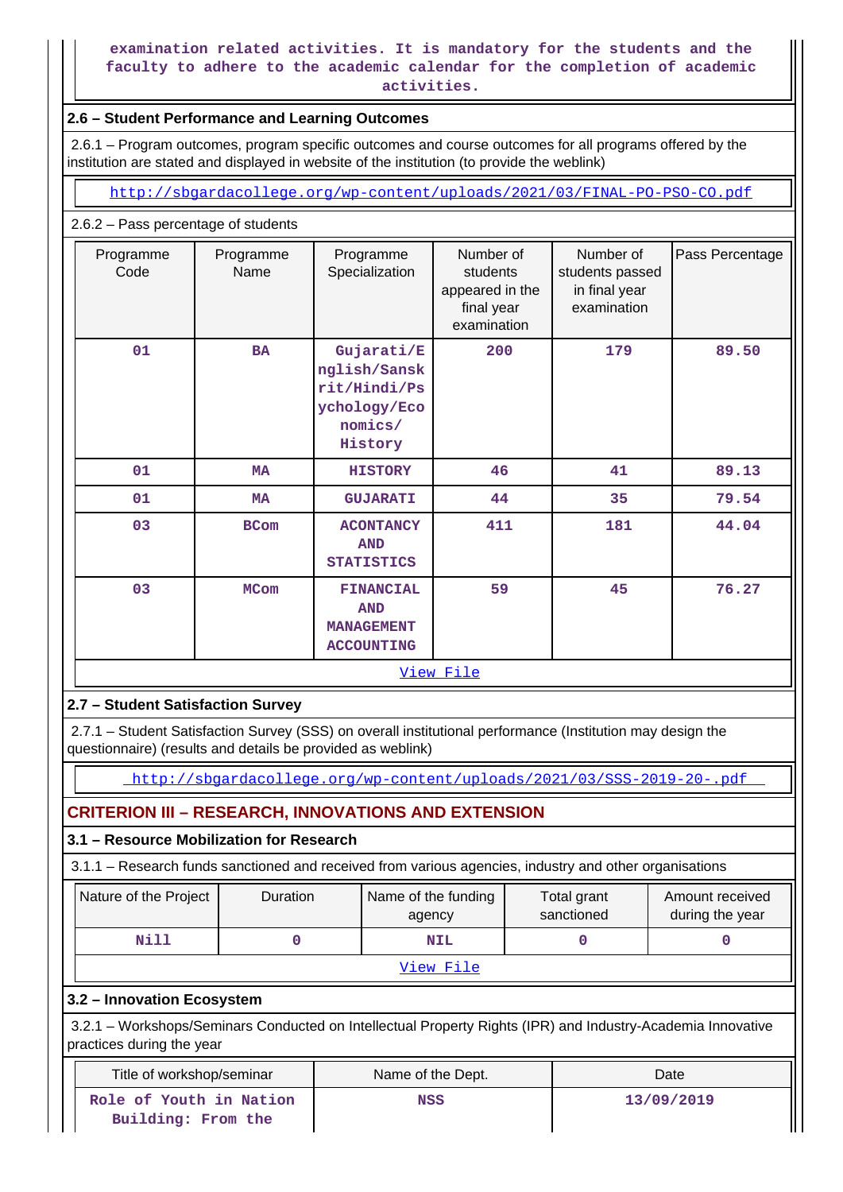examination related activities. It is mandatory for the students and the faculty to adhere to the academic calendar for the completion of academic activities.

### 2.6 – Student Performance and Learning Outcomes

2.6.1 – Program outcomes, program specific outcomes and course outcomes for all programs offered by the institution are stated and displayed in website of the institution (to provide the weblink)

http://sbgardacollege.org/wp-content/uploads/2021/03/FINAL-PO-PSO-CO.pdf

2.6.2 – Pass percentage of students

| Programme Code | Programme Name | Programme Specialization | Number of students appeared in the final year examination | Number of students passed in final year examination | Pass Percentage |
|---|---|---|---|---|---|
| 01 | BA | Gujarati/English/Sanskrit/Hindi/Psychology/Economics/ History | 200 | 179 | 89.50 |
| 01 | MA | HISTORY | 46 | 41 | 89.13 |
| 01 | MA | GUJARATI | 44 | 35 | 79.54 |
| 03 | BCom | ACONTANCY AND STATISTICS | 411 | 181 | 44.04 |
| 03 | MCom | FINANCIAL AND MANAGEMENT ACCOUNTING | 59 | 45 | 76.27 |

View File

### 2.7 – Student Satisfaction Survey

2.7.1 – Student Satisfaction Survey (SSS) on overall institutional performance (Institution may design the questionnaire) (results and details be provided as weblink)

http://sbgardacollege.org/wp-content/uploads/2021/03/SSS-2019-20-.pdf

## CRITERION III – RESEARCH, INNOVATIONS AND EXTENSION

### 3.1 – Resource Mobilization for Research

3.1.1 – Research funds sanctioned and received from various agencies, industry and other organisations

| Nature of the Project | Duration | Name of the funding agency | Total grant sanctioned | Amount received during the year |
|---|---|---|---|---|
| Nill | 0 | NIL | 0 | 0 |

View File

### 3.2 – Innovation Ecosystem

3.2.1 – Workshops/Seminars Conducted on Intellectual Property Rights (IPR) and Industry-Academia Innovative practices during the year

| Title of workshop/seminar | Name of the Dept. | Date |
|---|---|---|
| Role of Youth in Nation Building: From the | NSS | 13/09/2019 |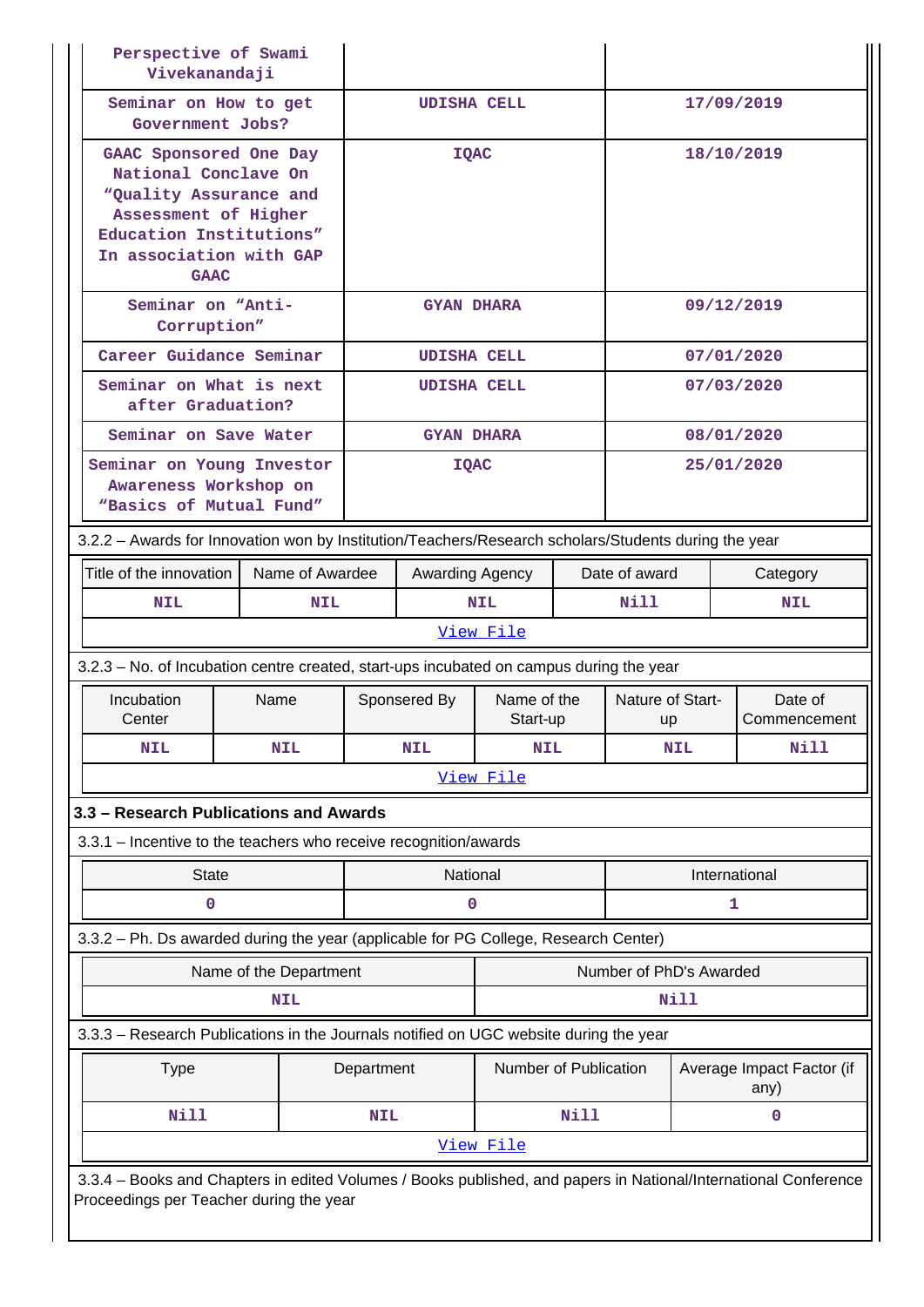| | | |
|---|---|---|
| Perspective of Swami Vivekanandaji | | |
| Seminar on How to get Government Jobs? | UDISHA CELL | 17/09/2019 |
| GAAC Sponsored One Day National Conclave On “Quality Assurance and Assessment of Higher Education Institutions” In association with GAP GAAC | IQAC | 18/10/2019 |
| Seminar on “Anti-Corruption” | GYAN DHARA | 09/12/2019 |
| Career Guidance Seminar | UDISHA CELL | 07/01/2020 |
| Seminar on What is next after Graduation? | UDISHA CELL | 07/03/2020 |
| Seminar on Save Water | GYAN DHARA | 08/01/2020 |
| Seminar on Young Investor Awareness Workshop on “Basics of Mutual Fund” | IQAC | 25/01/2020 |

3.2.2 – Awards for Innovation won by Institution/Teachers/Research scholars/Students during the year

| Title of the innovation | Name of Awardee | Awarding Agency | Date of award | Category |
|---|---|---|---|---|
| NIL | NIL | NIL | Nill | NIL |

View File

3.2.3 – No. of Incubation centre created, start-ups incubated on campus during the year

| Incubation Center | Name | Sponsered By | Name of the Start-up | Nature of Start-up | Date of Commencement |
|---|---|---|---|---|---|
| NIL | NIL | NIL | NIL | NIL | Nill |

View File

### 3.3 – Research Publications and Awards

3.3.1 – Incentive to the teachers who receive recognition/awards

| State | National | International |
|---|---|---|
| 0 | 0 | 1 |

3.3.2 – Ph. Ds awarded during the year (applicable for PG College, Research Center)

| Name of the Department | Number of PhD's Awarded |
|---|---|
| NIL | Nill |

3.3.3 – Research Publications in the Journals notified on UGC website during the year

| Type | Department | Number of Publication | Average Impact Factor (if any) |
|---|---|---|---|
| Nill | NIL | Nill | 0 |

View File

3.3.4 – Books and Chapters in edited Volumes / Books published, and papers in National/International Conference Proceedings per Teacher during the year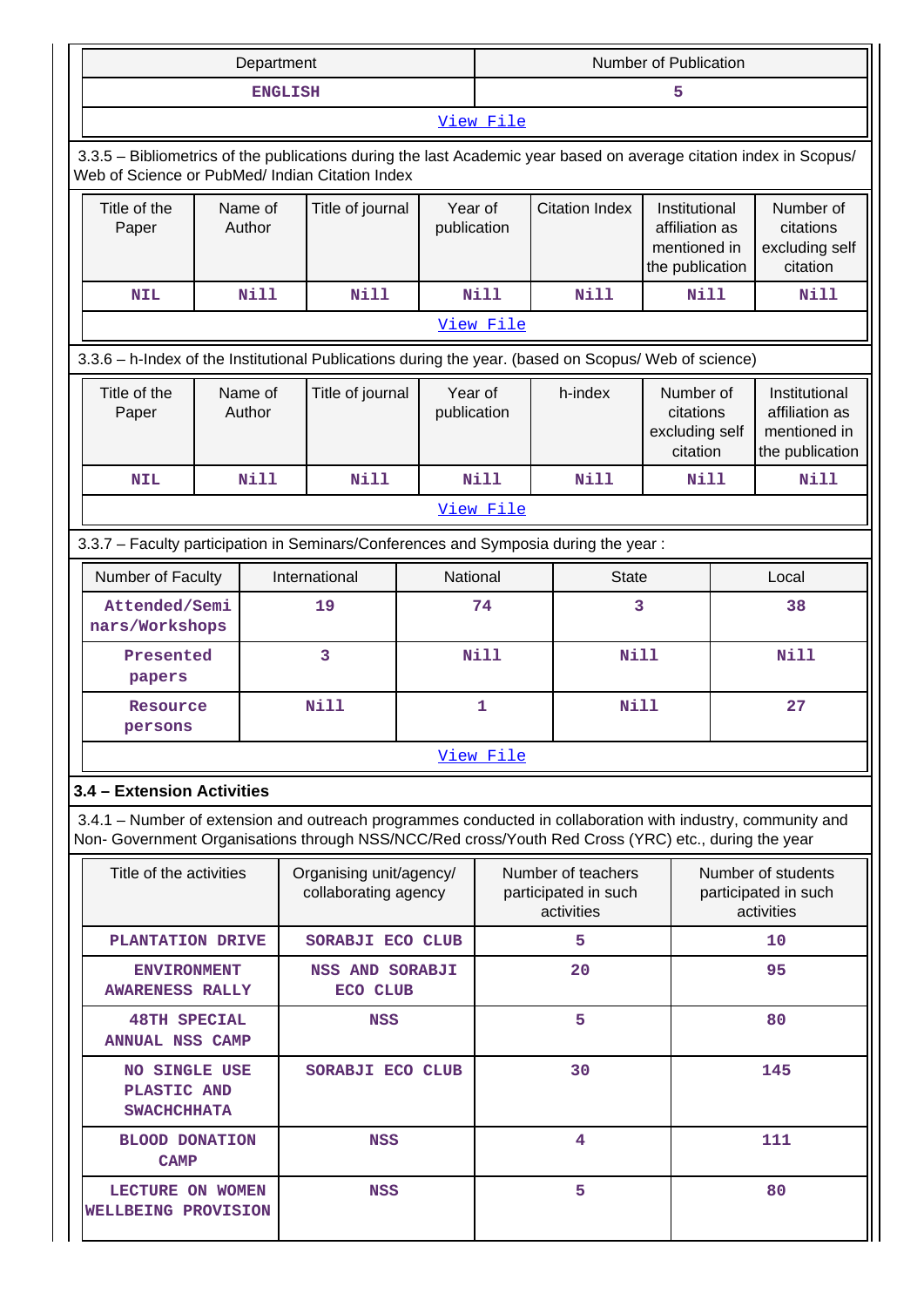| Department | Number of Publication |
|---|---|
| ENGLISH | 5 |
| View File | |

3.3.5 – Bibliometrics of the publications during the last Academic year based on average citation index in Scopus/ Web of Science or PubMed/ Indian Citation Index

| Title of the Paper | Name of Author | Title of journal | Year of publication | Citation Index | Institutional affiliation as mentioned in the publication | Number of citations excluding self citation |
|---|---|---|---|---|---|---|
| NIL | Nill | Nill | Nill | Nill | Nill | Nill |
| View File | | | | | | |

3.3.6 – h-Index of the Institutional Publications during the year. (based on Scopus/ Web of science)

| Title of the Paper | Name of Author | Title of journal | Year of publication | h-index | Number of citations excluding self citation | Institutional affiliation as mentioned in the publication |
|---|---|---|---|---|---|---|
| NIL | Nill | Nill | Nill | Nill | Nill | Nill |
| View File | | | | | | |

3.3.7 – Faculty participation in Seminars/Conferences and Symposia during the year :

| Number of Faculty | International | National | State | Local |
|---|---|---|---|---|
| Attended/Seminars/Workshops | 19 | 74 | 3 | 38 |
| Presented papers | 3 | Nill | Nill | Nill |
| Resource persons | Nill | 1 | Nill | 27 |
| View File | | | | |

**3.4 – Extension Activities**

3.4.1 – Number of extension and outreach programmes conducted in collaboration with industry, community and Non- Government Organisations through NSS/NCC/Red cross/Youth Red Cross (YRC) etc., during the year

| Title of the activities | Organising unit/agency/ collaborating agency | Number of teachers participated in such activities | Number of students participated in such activities |
|---|---|---|---|
| PLANTATION DRIVE | SORABJI ECO CLUB | 5 | 10 |
| ENVIRONMENT AWARENESS RALLY | NSS AND SORABJI ECO CLUB | 20 | 95 |
| 48TH SPECIAL ANNUAL NSS CAMP | NSS | 5 | 80 |
| NO SINGLE USE PLASTIC AND SWACHCHHATA | SORABJI ECO CLUB | 30 | 145 |
| BLOOD DONATION CAMP | NSS | 4 | 111 |
| LECTURE ON WOMEN WELLBEING PROVISION | NSS | 5 | 80 |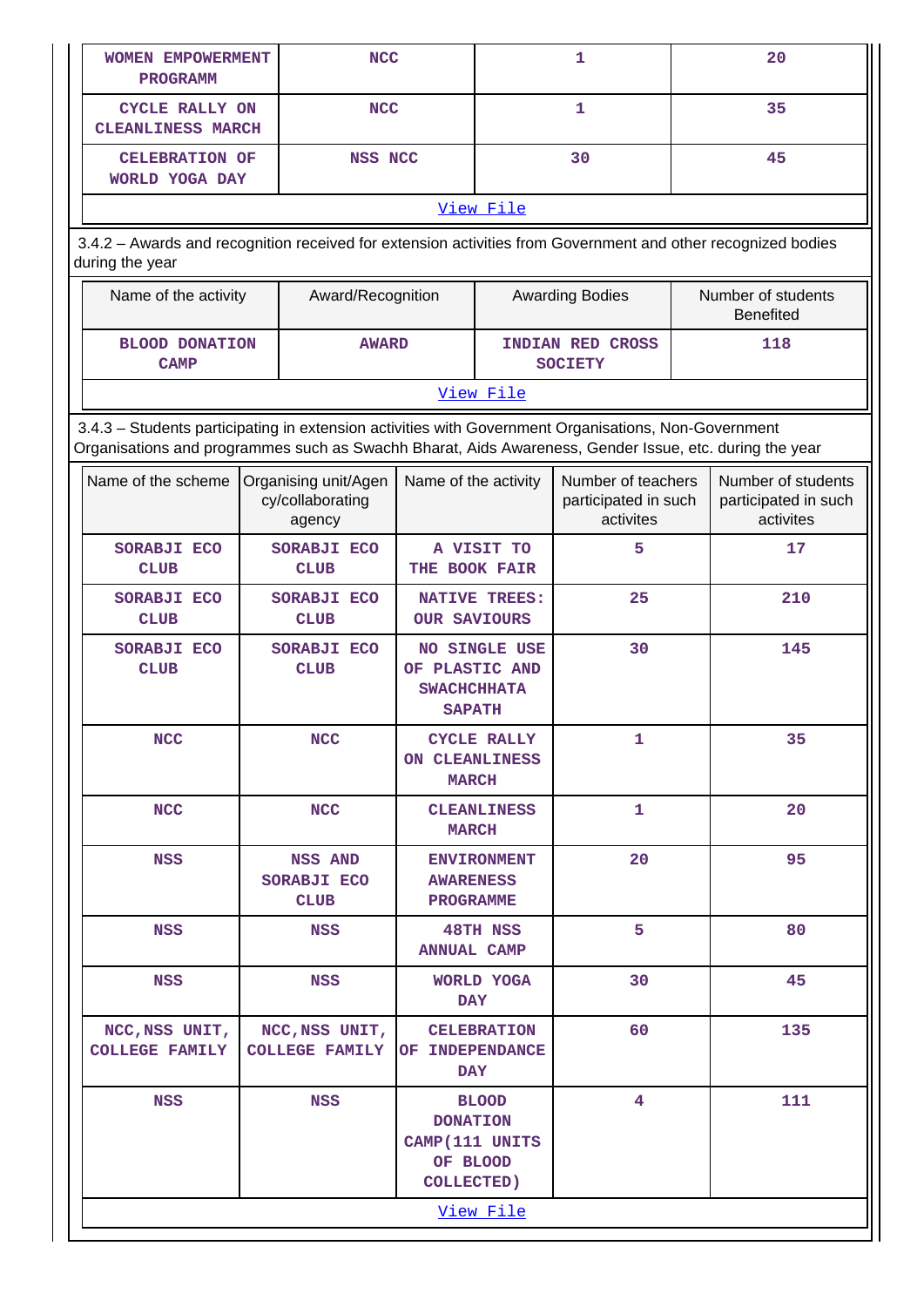| | | | |
|---|---|---|---|
| WOMEN EMPOWERMENT PROGRAMM | NCC | 1 | 20 |
| CYCLE RALLY ON CLEANLINESS MARCH | NCC | 1 | 35 |
| CELEBRATION OF WORLD YOGA DAY | NSS NCC | 30 | 45 |

View File

3.4.2 – Awards and recognition received for extension activities from Government and other recognized bodies during the year

| Name of the activity | Award/Recognition | Awarding Bodies | Number of students Benefited |
|---|---|---|---|
| BLOOD DONATION CAMP | AWARD | INDIAN RED CROSS SOCIETY | 118 |

View File

3.4.3 – Students participating in extension activities with Government Organisations, Non-Government Organisations and programmes such as Swachh Bharat, Aids Awareness, Gender Issue, etc. during the year

| Name of the scheme | Organising unit/Agency/collaborating agency | Name of the activity | Number of teachers participated in such activites | Number of students participated in such activites |
|---|---|---|---|---|
| SORABJI ECO CLUB | SORABJI ECO CLUB | A VISIT TO THE BOOK FAIR | 5 | 17 |
| SORABJI ECO CLUB | SORABJI ECO CLUB | NATIVE TREES: OUR SAVIOURS | 25 | 210 |
| SORABJI ECO CLUB | SORABJI ECO CLUB | NO SINGLE USE OF PLASTIC AND SWACHCHHATA SAPATH | 30 | 145 |
| NCC | NCC | CYCLE RALLY ON CLEANLINESS MARCH | 1 | 35 |
| NCC | NCC | CLEANLINESS MARCH | 1 | 20 |
| NSS | NSS AND SORABJI ECO CLUB | ENVIRONMENT AWARENESS PROGRAMME | 20 | 95 |
| NSS | NSS | 48TH NSS ANNUAL CAMP | 5 | 80 |
| NSS | NSS | WORLD YOGA DAY | 30 | 45 |
| NCC,NSS UNIT, COLLEGE FAMILY | NCC,NSS UNIT, COLLEGE FAMILY | CELEBRATION OF INDEPENDANCE DAY | 60 | 135 |
| NSS | NSS | BLOOD DONATION CAMP(111 UNITS OF BLOOD COLLECTED) | 4 | 111 |

View File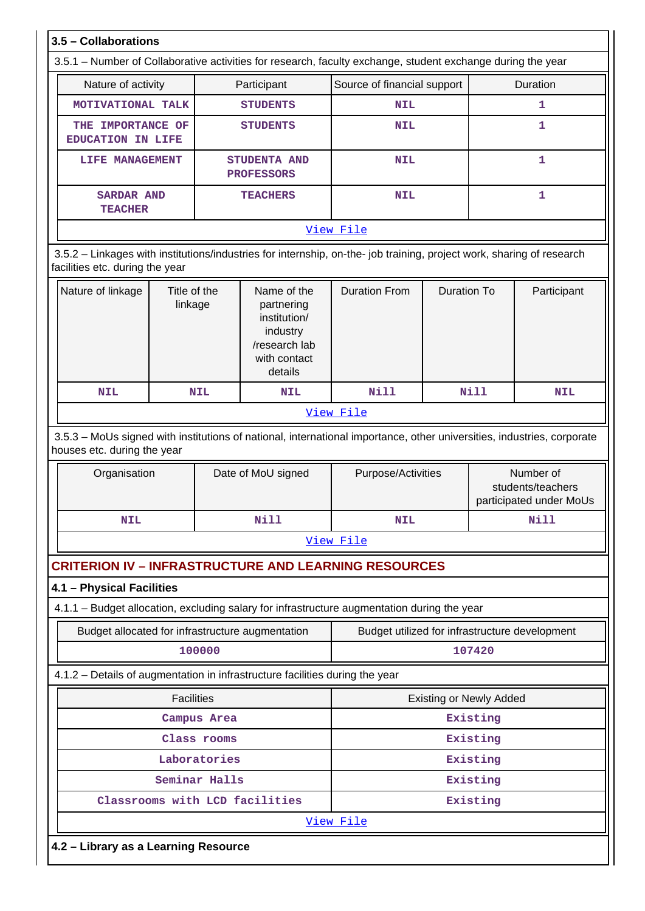### 3.5 – Collaborations

3.5.1 – Number of Collaborative activities for research, faculty exchange, student exchange during the year

| Nature of activity | Participant | Source of financial support | Duration |
|---|---|---|---|
| MOTIVATIONAL TALK | STUDENTS | NIL | 1 |
| THE IMPORTANCE OF EDUCATION IN LIFE | STUDENTS | NIL | 1 |
| LIFE MANAGEMENT | STUDENTA AND PROFESSORS | NIL | 1 |
| SARDAR AND TEACHER | TEACHERS | NIL | 1 |
| View File | | | |

3.5.2 – Linkages with institutions/industries for internship, on-the- job training, project work, sharing of research facilities etc. during the year

| Nature of linkage | Title of the linkage | Name of the partnering institution/ industry /research lab with contact details | Duration From | Duration To | Participant |
|---|---|---|---|---|---|
| NIL | NIL | NIL | Nill | Nill | NIL |
| View File | | | | | |

3.5.3 – MoUs signed with institutions of national, international importance, other universities, industries, corporate houses etc. during the year

| Organisation | Date of MoU signed | Purpose/Activities | Number of students/teachers participated under MoUs |
|---|---|---|---|
| NIL | Nill | NIL | Nill |
| View File | | | |

## CRITERION IV – INFRASTRUCTURE AND LEARNING RESOURCES

### 4.1 – Physical Facilities

4.1.1 – Budget allocation, excluding salary for infrastructure augmentation during the year

| Budget allocated for infrastructure augmentation | Budget utilized for infrastructure development |
|---|---|
| 100000 | 107420 |

4.1.2 – Details of augmentation in infrastructure facilities during the year

| Facilities | Existing or Newly Added |
|---|---|
| Campus Area | Existing |
| Class rooms | Existing |
| Laboratories | Existing |
| Seminar Halls | Existing |
| Classrooms with LCD facilities | Existing |
| View File | |

### 4.2 – Library as a Learning Resource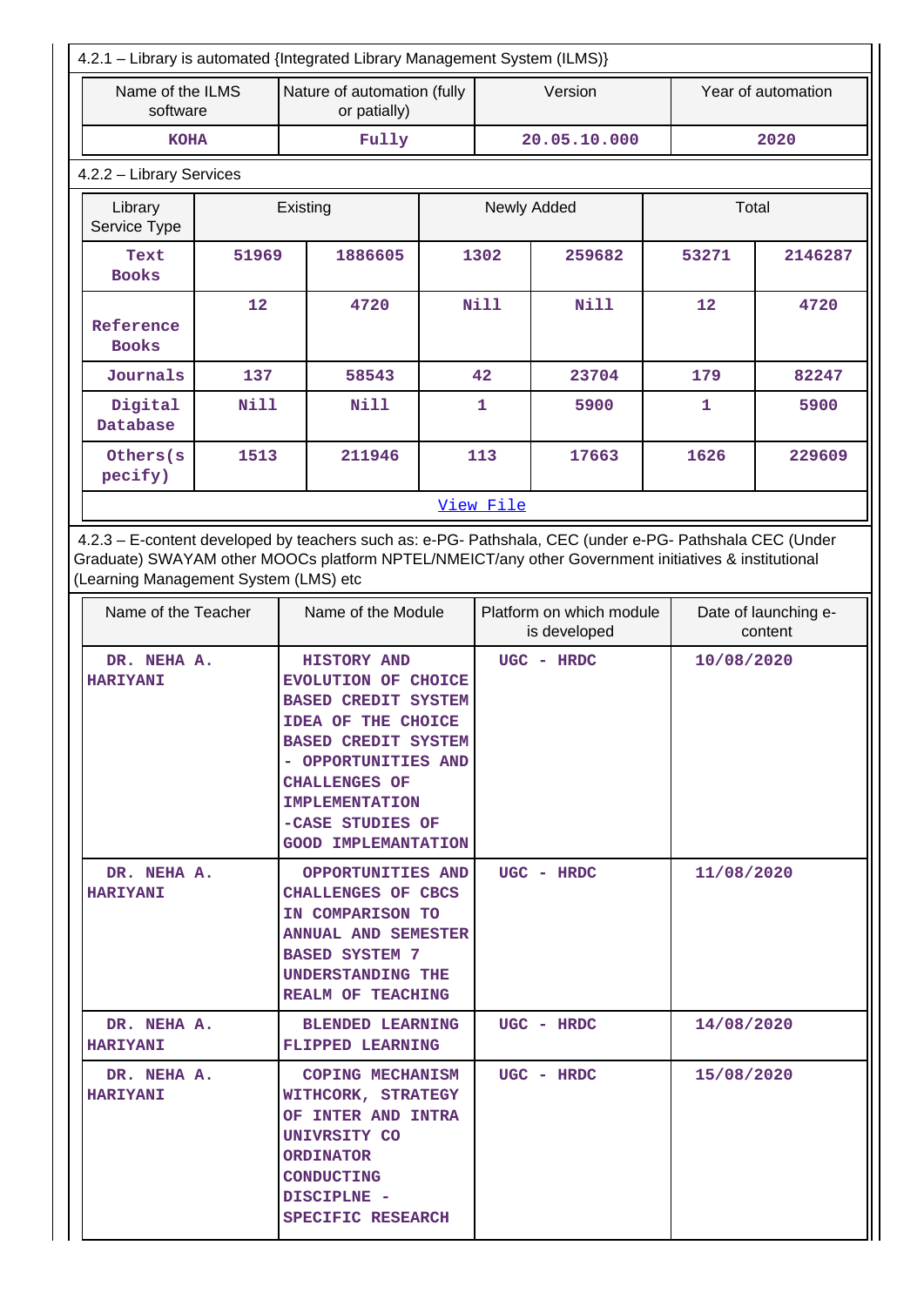4.2.1 – Library is automated {Integrated Library Management System (ILMS)}

| Name of the ILMS software | Nature of automation (fully or patially) | Version | Year of automation |
|---|---|---|---|
| KOHA | Fully | 20.05.10.000 | 2020 |

4.2.2 – Library Services

| Library Service Type | Existing | | Newly Added | | Total | |
|---|---|---|---|---|---|---|
| Text Books | 51969 | 1886605 | 1302 | 259682 | 53271 | 2146287 |
| Reference Books | 12 | 4720 | Nill | Nill | 12 | 4720 |
| Journals | 137 | 58543 | 42 | 23704 | 179 | 82247 |
| Digital Database | Nill | Nill | 1 | 5900 | 1 | 5900 |
| Others(specify) | 1513 | 211946 | 113 | 17663 | 1626 | 229609 |

View File

4.2.3 – E-content developed by teachers such as: e-PG- Pathshala, CEC (under e-PG- Pathshala CEC (Under Graduate) SWAYAM other MOOCs platform NPTEL/NMEICT/any other Government initiatives & institutional (Learning Management System (LMS) etc

| Name of the Teacher | Name of the Module | Platform on which module is developed | Date of launching e-content |
|---|---|---|---|
| DR. NEHA A. HARIYANI | HISTORY AND EVOLUTION OF CHOICE BASED CREDIT SYSTEM IDEA OF THE CHOICE BASED CREDIT SYSTEM - OPPORTUNITIES AND CHALLENGES OF IMPLEMENTATION -CASE STUDIES OF GOOD IMPLEMANTATION | UGC - HRDC | 10/08/2020 |
| DR. NEHA A. HARIYANI | OPPORTUNITIES AND CHALLENGES OF CBCS IN COMPARISON TO ANNUAL AND SEMESTER BASED SYSTEM 7 UNDERSTANDING THE REALM OF TEACHING | UGC - HRDC | 11/08/2020 |
| DR. NEHA A. HARIYANI | BLENDED LEARNING FLIPPED LEARNING | UGC - HRDC | 14/08/2020 |
| DR. NEHA A. HARIYANI | COPING MECHANISM WITHCORK, STRATEGY OF INTER AND INTRA UNIVRSITY CO ORDINATOR CONDUCTING DISCIPLNE - SPECIFIC RESEARCH | UGC - HRDC | 15/08/2020 |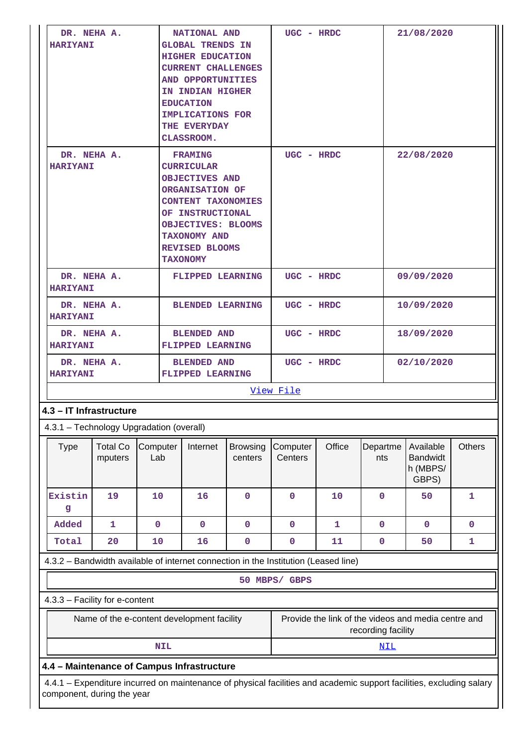| | | | |
|---|---|---|---|
| DR. NEHA A. HARIYANI | NATIONAL AND GLOBAL TRENDS IN HIGHER EDUCATION CURRENT CHALLENGES AND OPPORTUNITIES IN INDIAN HIGHER EDUCATION IMPLICATIONS FOR THE EVERYDAY CLASSROOM. | UGC - HRDC | 21/08/2020 |
| DR. NEHA A. HARIYANI | FRAMING CURRICULAR OBJECTIVES AND ORGANISATION OF CONTENT TAXONOMIES OF INSTRUCTIONAL OBJECTIVES: BLOOMS TAXONOMY AND REVISED BLOOMS TAXONOMY | UGC - HRDC | 22/08/2020 |
| DR. NEHA A. HARIYANI | FLIPPED LEARNING | UGC - HRDC | 09/09/2020 |
| DR. NEHA A. HARIYANI | BLENDED LEARNING | UGC - HRDC | 10/09/2020 |
| DR. NEHA A. HARIYANI | BLENDED AND FLIPPED LEARNING | UGC - HRDC | 18/09/2020 |
| DR. NEHA A. HARIYANI | BLENDED AND FLIPPED LEARNING | UGC - HRDC | 02/10/2020 |

View File

**4.3 – IT Infrastructure**

4.3.1 – Technology Upgradation (overall)

| Type | Total Computers | Computer Lab | Internet | Browsing centers | Computer Centers | Office | Departments | Available Bandwidth (MBPS/ GBPS) | Others |
|---|---|---|---|---|---|---|---|---|---|
| Existing | 19 | 10 | 16 | 0 | 0 | 10 | 0 | 50 | 1 |
| Added | 1 | 0 | 0 | 0 | 0 | 1 | 0 | 0 | 0 |
| Total | 20 | 10 | 16 | 0 | 0 | 11 | 0 | 50 | 1 |

4.3.2 – Bandwidth available of internet connection in the Institution (Leased line)

50 MBPS/ GBPS

4.3.3 – Facility for e-content

| Name of the e-content development facility | Provide the link of the videos and media centre and recording facility |
|---|---|
| NIL | NIL |

**4.4 – Maintenance of Campus Infrastructure**

4.4.1 – Expenditure incurred on maintenance of physical facilities and academic support facilities, excluding salary component, during the year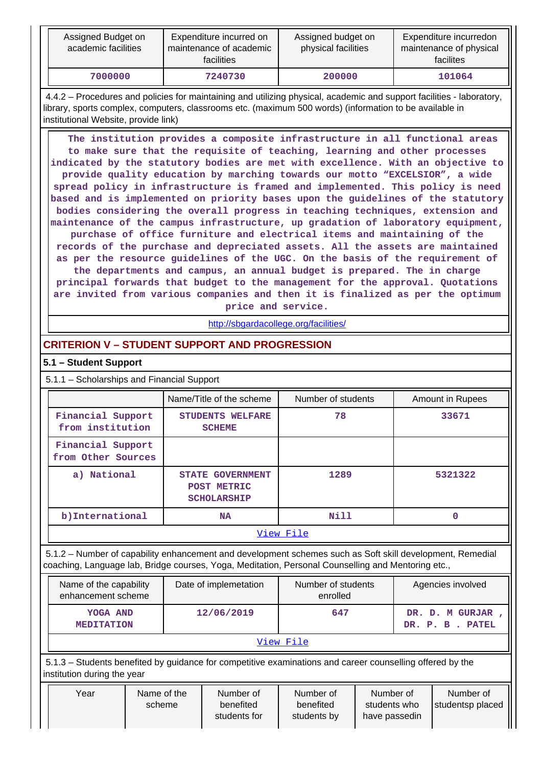| Assigned Budget on academic facilities | Expenditure incurred on maintenance of academic facilities | Assigned budget on physical facilities | Expenditure incurredon maintenance of physical facilites |
|---|---|---|---|
| 7000000 | 7240730 | 200000 | 101064 |

4.4.2 – Procedures and policies for maintaining and utilizing physical, academic and support facilities - laboratory, library, sports complex, computers, classrooms etc. (maximum 500 words) (information to be available in institutional Website, provide link)

The institution provides a composite infrastructure in all functional areas to make sure that the requisite of teaching, learning and other processes indicated by the statutory bodies are met with excellence. With an objective to provide quality education by marching towards our motto "EXCELSIOR", a wide spread policy in infrastructure is framed and implemented. This policy is need based and is implemented on priority bases upon the guidelines of the statutory bodies considering the overall progress in teaching techniques, extension and maintenance of the campus infrastructure, up gradation of laboratory equipment, purchase of office furniture and electrical items and maintaining of the records of the purchase and depreciated assets. All the assets are maintained as per the resource guidelines of the UGC. On the basis of the requirement of the departments and campus, an annual budget is prepared. The in charge principal forwards that budget to the management for the approval. Quotations are invited from various companies and then it is finalized as per the optimum price and service.

http://sbgardacollege.org/facilities/

## CRITERION V – STUDENT SUPPORT AND PROGRESSION

### 5.1 – Student Support

5.1.1 – Scholarships and Financial Support

| | Name/Title of the scheme | Number of students | Amount in Rupees |
|---|---|---|---|
| Financial Support from institution | STUDENTS WELFARE SCHEME | 78 | 33671 |
| Financial Support from Other Sources | | | |
| a) National | STATE GOVERNMENT POST METRIC SCHOLARSHIP | 1289 | 5321322 |
| b)International | NA | Nill | 0 |

View File

5.1.2 – Number of capability enhancement and development schemes such as Soft skill development, Remedial coaching, Language lab, Bridge courses, Yoga, Meditation, Personal Counselling and Mentoring etc.,

| Name of the capability enhancement scheme | Date of implemetation | Number of students enrolled | Agencies involved |
|---|---|---|---|
| YOGA AND MEDITATION | 12/06/2019 | 647 | DR. D. M GURJAR , DR. P. B . PATEL |

View File

5.1.3 – Students benefited by guidance for competitive examinations and career counselling offered by the institution during the year

| Year | Name of the scheme | Number of benefited students for | Number of benefited students by | Number of students who have passedin | Number of studentsp placed |
|---|---|---|---|---|---|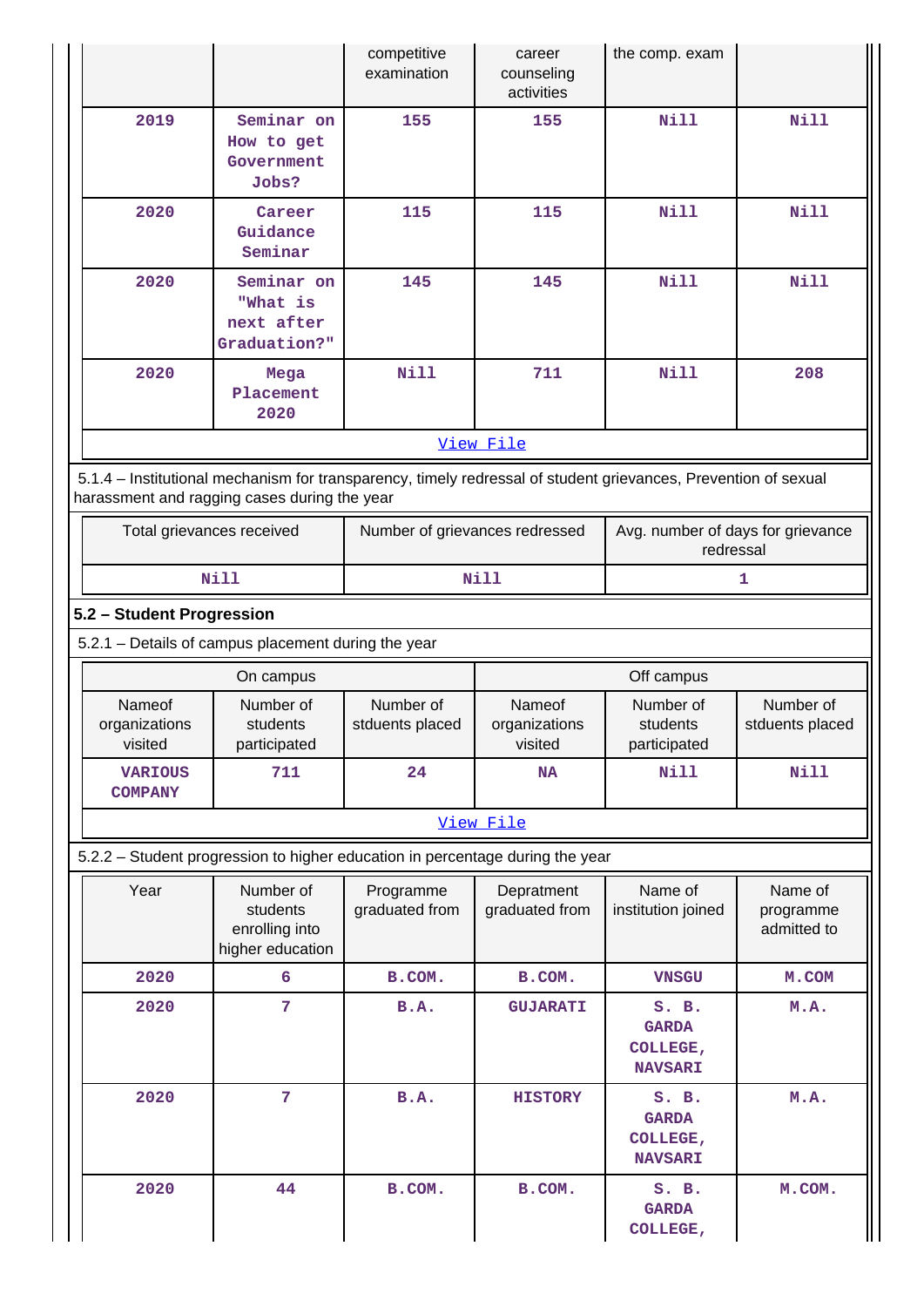| | | competitive examination | career counseling activities | the comp. exam | |
|---|---|---|---|---|---|
| 2019 | Seminar on How to get Government Jobs? | 155 | 155 | Nill | Nill |
| 2020 | Career Guidance Seminar | 115 | 115 | Nill | Nill |
| 2020 | Seminar on "What is next after Graduation?" | 145 | 145 | Nill | Nill |
| 2020 | Mega Placement 2020 | Nill | 711 | Nill | 208 |

View File

5.1.4 – Institutional mechanism for transparency, timely redressal of student grievances, Prevention of sexual harassment and ragging cases during the year

| Total grievances received | Number of grievances redressed | Avg. number of days for grievance redressal |
|---|---|---|
| Nill | Nill | 1 |

### 5.2 – Student Progression

5.2.1 – Details of campus placement during the year

| On campus | | | Off campus | | |
|---|---|---|---|---|---|
| Nameof organizations visited | Number of students participated | Number of stduents placed | Nameof organizations visited | Number of students participated | Number of stduents placed |
| VARIOUS COMPANY | 711 | 24 | NA | Nill | Nill |

View File

5.2.2 – Student progression to higher education in percentage during the year

| Year | Number of students enrolling into higher education | Programme graduated from | Depratment graduated from | Name of institution joined | Name of programme admitted to |
|---|---|---|---|---|---|
| 2020 | 6 | B.COM. | B.COM. | VNSGU | M.COM |
| 2020 | 7 | B.A. | GUJARATI | S. B. GARDA COLLEGE, NAVSARI | M.A. |
| 2020 | 7 | B.A. | HISTORY | S. B. GARDA COLLEGE, NAVSARI | M.A. |
| 2020 | 44 | B.COM. | B.COM. | S. B. GARDA COLLEGE, | M.COM. |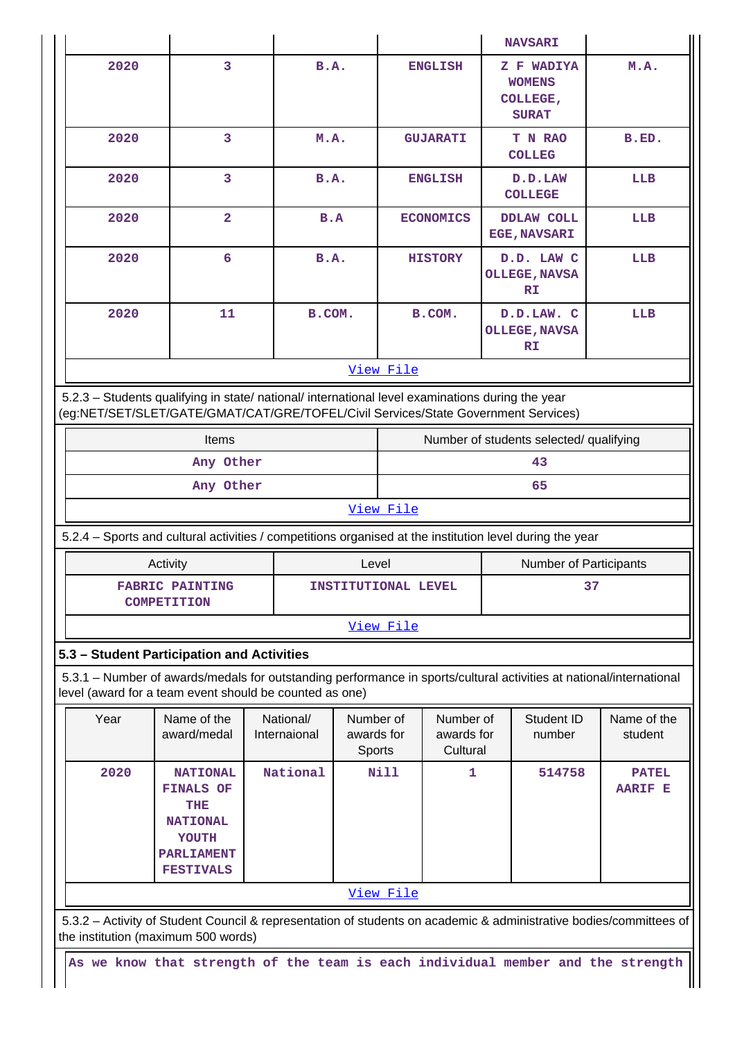| | | | | | |
|---|---|---|---|---|---|
| | | | | NAVSARI | |
| 2020 | 3 | B.A. | ENGLISH | Z F WADIYA WOMENS COLLEGE, SURAT | M.A. |
| 2020 | 3 | M.A. | GUJARATI | T N RAO COLLEG | B.ED. |
| 2020 | 3 | B.A. | ENGLISH | D.D.LAW COLLEGE | LLB |
| 2020 | 2 | B.A | ECONOMICS | DDLAW COLL EGE,NAVSARI | LLB |
| 2020 | 6 | B.A. | HISTORY | D.D. LAW C OLLEGE,NAVSA RI | LLB |
| 2020 | 11 | B.COM. | B.COM. | D.D.LAW. C OLLEGE,NAVSA RI | LLB |

View File

5.2.3 – Students qualifying in state/ national/ international level examinations during the year (eg:NET/SET/SLET/GATE/GMAT/CAT/GRE/TOFEL/Civil Services/State Government Services)

| Items | Number of students selected/ qualifying |
|---|---|
| Any Other | 43 |
| Any Other | 65 |

View File

5.2.4 – Sports and cultural activities / competitions organised at the institution level during the year

| Activity | Level | Number of Participants |
|---|---|---|
| FABRIC PAINTING COMPETITION | INSTITUTIONAL LEVEL | 37 |

View File

## 5.3 – Student Participation and Activities

5.3.1 – Number of awards/medals for outstanding performance in sports/cultural activities at national/international level (award for a team event should be counted as one)

| Year | Name of the award/medal | National/ Internaional | Number of awards for Sports | Number of awards for Cultural | Student ID number | Name of the student |
|---|---|---|---|---|---|---|
| 2020 | NATIONAL FINALS OF THE NATIONAL YOUTH PARLIAMENT FESTIVALS | National | Nill | 1 | 514758 | PATEL AARIF E |

View File

5.3.2 – Activity of Student Council & representation of students on academic & administrative bodies/committees of the institution (maximum 500 words)

As we know that strength of the team is each individual member and the strength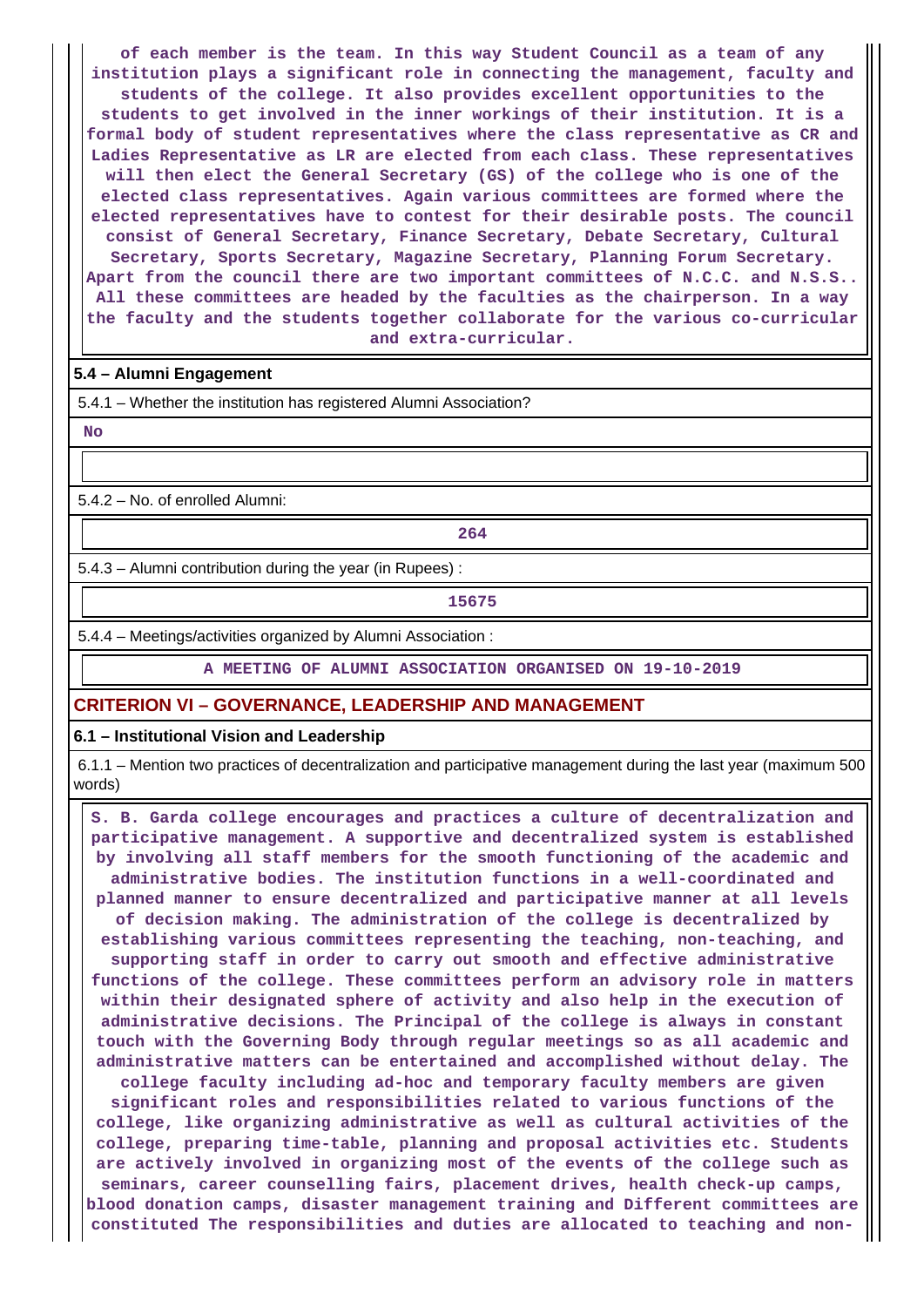of each member is the team. In this way Student Council as a team of any institution plays a significant role in connecting the management, faculty and students of the college. It also provides excellent opportunities to the students to get involved in the inner workings of their institution. It is a formal body of student representatives where the class representative as CR and Ladies Representative as LR are elected from each class. These representatives will then elect the General Secretary (GS) of the college who is one of the elected class representatives. Again various committees are formed where the elected representatives have to contest for their desirable posts. The council consist of General Secretary, Finance Secretary, Debate Secretary, Cultural Secretary, Sports Secretary, Magazine Secretary, Planning Forum Secretary. Apart from the council there are two important committees of N.C.C. and N.S.S.. All these committees are headed by the faculties as the chairperson. In a way the faculty and the students together collaborate for the various co-curricular and extra-curricular.

**5.4 – Alumni Engagement**

5.4.1 – Whether the institution has registered Alumni Association?

No

5.4.2 – No. of enrolled Alumni:

264

5.4.3 – Alumni contribution during the year (in Rupees) :

15675

5.4.4 – Meetings/activities organized by Alumni Association :

A MEETING OF ALUMNI ASSOCIATION ORGANISED ON 19-10-2019

## CRITERION VI – GOVERNANCE, LEADERSHIP AND MANAGEMENT

**6.1 – Institutional Vision and Leadership**

6.1.1 – Mention two practices of decentralization and participative management during the last year (maximum 500 words)

S. B. Garda college encourages and practices a culture of decentralization and participative management. A supportive and decentralized system is established by involving all staff members for the smooth functioning of the academic and administrative bodies. The institution functions in a well-coordinated and planned manner to ensure decentralized and participative manner at all levels of decision making. The administration of the college is decentralized by establishing various committees representing the teaching, non-teaching, and supporting staff in order to carry out smooth and effective administrative functions of the college. These committees perform an advisory role in matters within their designated sphere of activity and also help in the execution of administrative decisions. The Principal of the college is always in constant touch with the Governing Body through regular meetings so as all academic and administrative matters can be entertained and accomplished without delay. The college faculty including ad-hoc and temporary faculty members are given significant roles and responsibilities related to various functions of the college, like organizing administrative as well as cultural activities of the college, preparing time-table, planning and proposal activities etc. Students are actively involved in organizing most of the events of the college such as seminars, career counselling fairs, placement drives, health check-up camps, blood donation camps, disaster management training and Different committees are constituted The responsibilities and duties are allocated to teaching and non-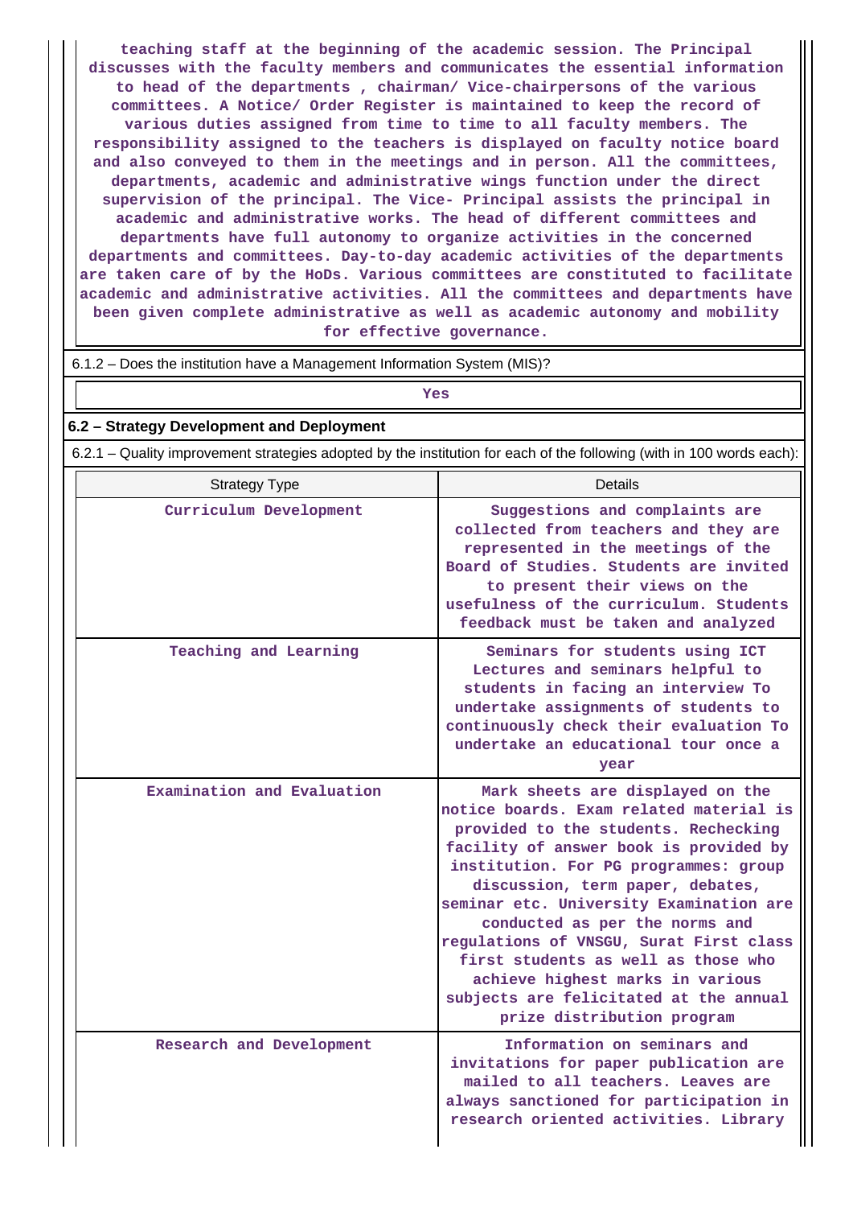teaching staff at the beginning of the academic session. The Principal discusses with the faculty members and communicates the essential information to head of the departments , chairman/ Vice-chairpersons of the various committees. A Notice/ Order Register is maintained to keep the record of various duties assigned from time to time to all faculty members. The responsibility assigned to the teachers is displayed on faculty notice board and also conveyed to them in the meetings and in person. All the committees, departments, academic and administrative wings function under the direct supervision of the principal. The Vice- Principal assists the principal in academic and administrative works. The head of different committees and departments have full autonomy to organize activities in the concerned departments and committees. Day-to-day academic activities of the departments are taken care of by the HoDs. Various committees are constituted to facilitate academic and administrative activities. All the committees and departments have been given complete administrative as well as academic autonomy and mobility for effective governance.

6.1.2 – Does the institution have a Management Information System (MIS)?

Yes

### 6.2 – Strategy Development and Deployment

6.2.1 – Quality improvement strategies adopted by the institution for each of the following (with in 100 words each):

| Strategy Type | Details |
|---|---|
| Curriculum Development | Suggestions and complaints are collected from teachers and they are represented in the meetings of the Board of Studies. Students are invited to present their views on the usefulness of the curriculum. Students feedback must be taken and analyzed |
| Teaching and Learning | Seminars for students using ICT Lectures and seminars helpful to students in facing an interview To undertake assignments of students to continuously check their evaluation To undertake an educational tour once a year |
| Examination and Evaluation | Mark sheets are displayed on the notice boards. Exam related material is provided to the students. Rechecking facility of answer book is provided by institution. For PG programmes: group discussion, term paper, debates, seminar etc. University Examination are conducted as per the norms and regulations of VNSGU, Surat First class first students as well as those who achieve highest marks in various subjects are felicitated at the annual prize distribution program |
| Research and Development | Information on seminars and invitations for paper publication are mailed to all teachers. Leaves are always sanctioned for participation in research oriented activities. Library |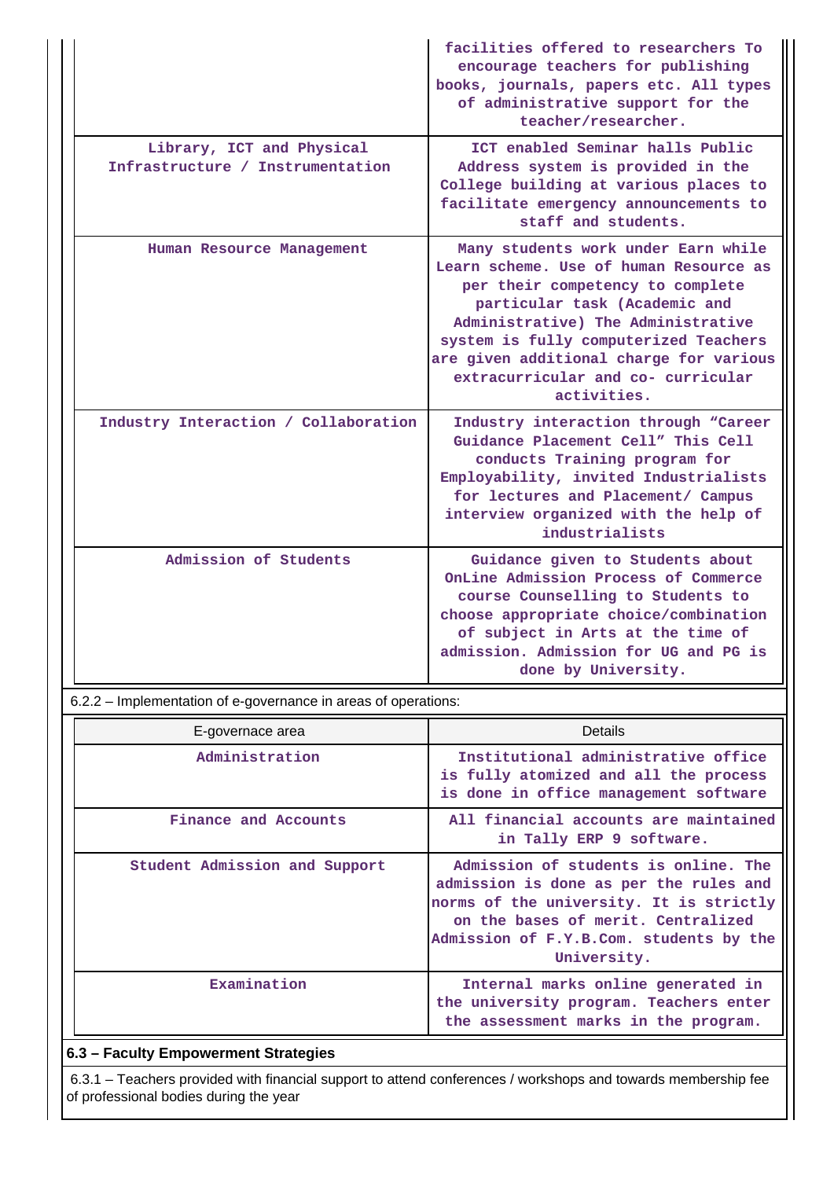| | |
|---|---|
| | facilities offered to researchers To encourage teachers for publishing books, journals, papers etc. All types of administrative support for the teacher/researcher. |
| Library, ICT and Physical Infrastructure / Instrumentation | ICT enabled Seminar halls Public Address system is provided in the College building at various places to facilitate emergency announcements to staff and students. |
| Human Resource Management | Many students work under Earn while Learn scheme. Use of human Resource as per their competency to complete particular task (Academic and Administrative) The Administrative system is fully computerized Teachers are given additional charge for various extracurricular and co- curricular activities. |
| Industry Interaction / Collaboration | Industry interaction through "Career Guidance Placement Cell" This Cell conducts Training program for Employability, invited Industrialists for lectures and Placement/ Campus interview organized with the help of industrialists |
| Admission of Students | Guidance given to Students about OnLine Admission Process of Commerce course Counselling to Students to choose appropriate choice/combination of subject in Arts at the time of admission. Admission for UG and PG is done by University. |

6.2.2 – Implementation of e-governance in areas of operations:

| E-governace area | Details |
|---|---|
| Administration | Institutional administrative office is fully atomized and all the process is done in office management software |
| Finance and Accounts | All financial accounts are maintained in Tally ERP 9 software. |
| Student Admission and Support | Admission of students is online. The admission is done as per the rules and norms of the university. It is strictly on the bases of merit. Centralized Admission of F.Y.B.Com. students by the University. |
| Examination | Internal marks online generated in the university program. Teachers enter the assessment marks in the program. |

**6.3 – Faculty Empowerment Strategies**

6.3.1 – Teachers provided with financial support to attend conferences / workshops and towards membership fee of professional bodies during the year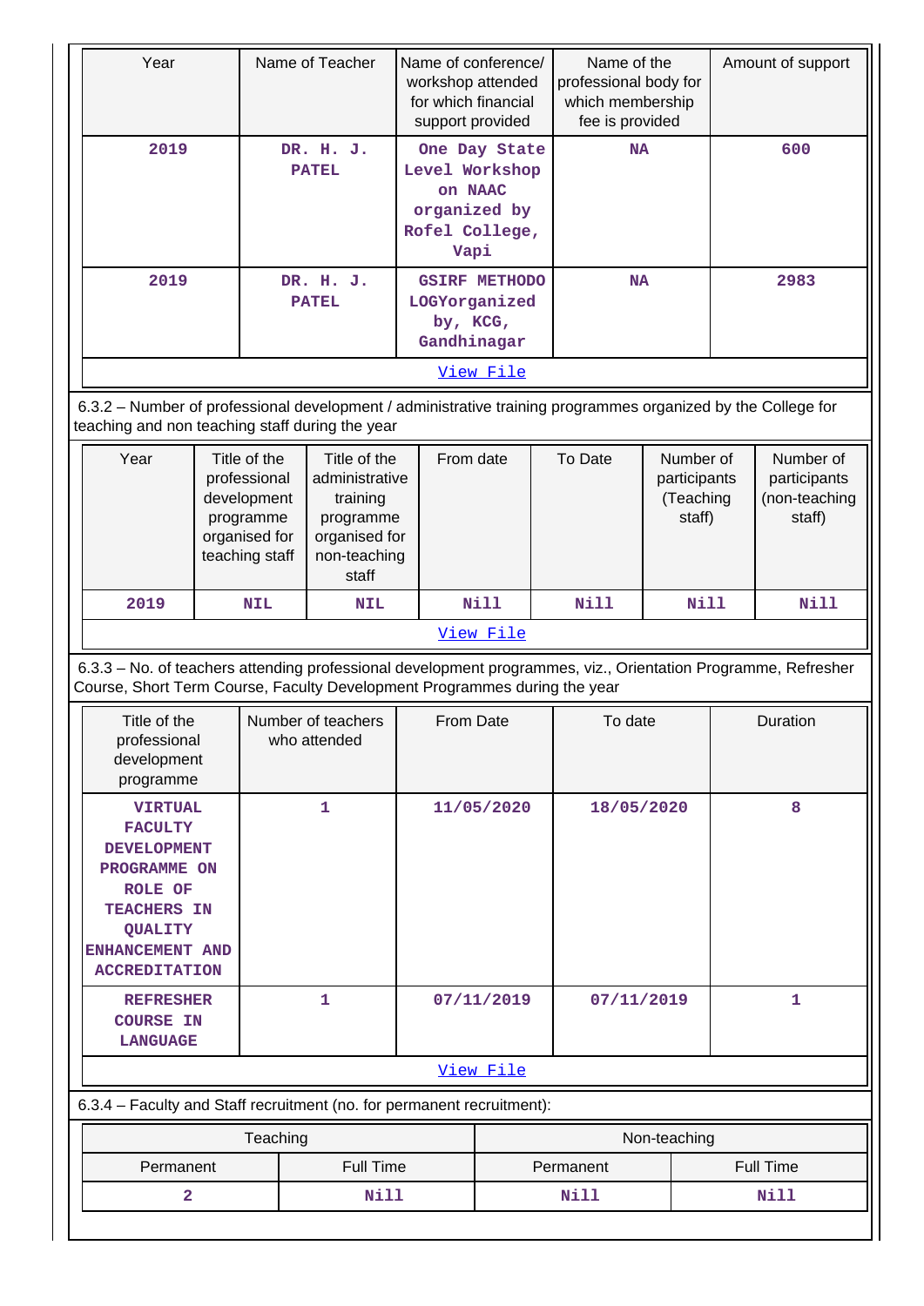| Year | Name of Teacher | Name of conference/ workshop attended for which financial support provided | Name of the professional body for which membership fee is provided | Amount of support |
|---|---|---|---|---|
| 2019 | DR. H. J. PATEL | One Day State Level Workshop on NAAC organized by Rofel College, Vapi | NA | 600 |
| 2019 | DR. H. J. PATEL | GSIRF METHODO LOGYorganized by, KCG, Gandhinagar | NA | 2983 |

View File

6.3.2 – Number of professional development / administrative training programmes organized by the College for teaching and non teaching staff during the year

| Year | Title of the professional development programme organised for teaching staff | Title of the administrative training programme organised for non-teaching staff | From date | To Date | Number of participants (Teaching staff) | Number of participants (non-teaching staff) |
|---|---|---|---|---|---|---|
| 2019 | NIL | NIL | Nill | Nill | Nill | Nill |

View File

6.3.3 – No. of teachers attending professional development programmes, viz., Orientation Programme, Refresher Course, Short Term Course, Faculty Development Programmes during the year

| Title of the professional development programme | Number of teachers who attended | From Date | To date | Duration |
|---|---|---|---|---|
| VIRTUAL FACULTY DEVELOPMENT PROGRAMME ON ROLE OF TEACHERS IN QUALITY ENHANCEMENT AND ACCREDITATION | 1 | 11/05/2020 | 18/05/2020 | 8 |
| REFRESHER COURSE IN LANGUAGE | 1 | 07/11/2019 | 07/11/2019 | 1 |

View File

6.3.4 – Faculty and Staff recruitment (no. for permanent recruitment):

| Teaching | | Non-teaching | |
|---|---|---|---|
| Permanent | Full Time | Permanent | Full Time |
| 2 | Nill | Nill | Nill |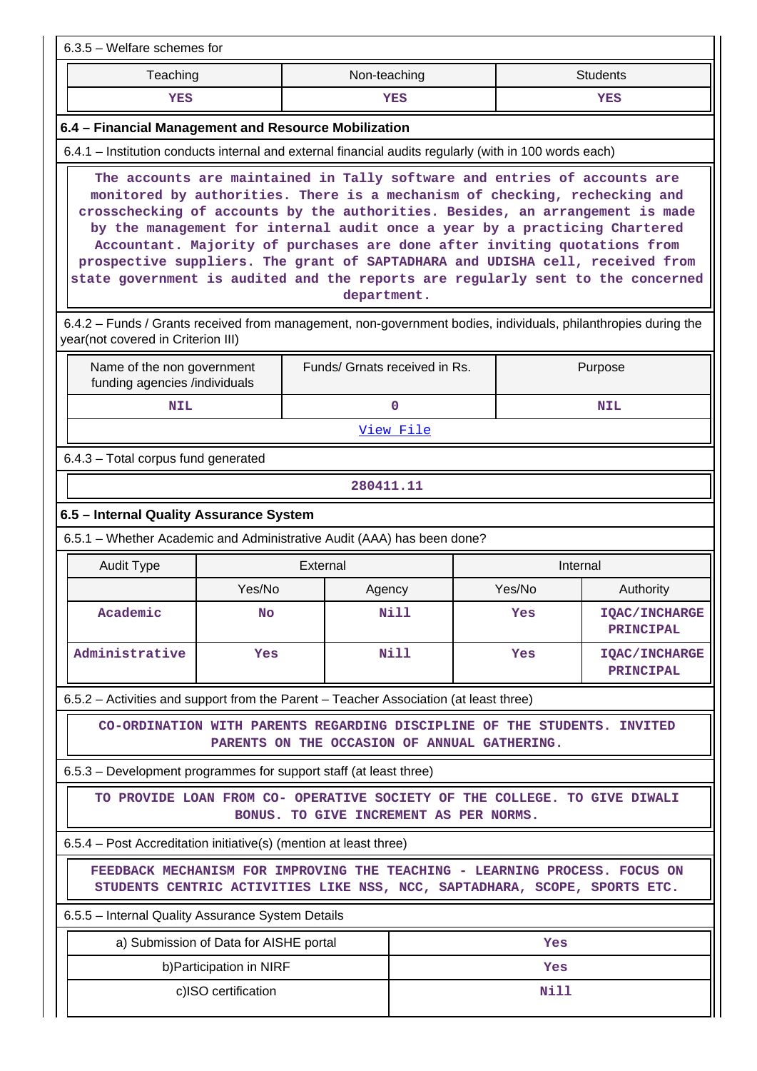6.3.5 – Welfare schemes for

| Teaching | Non-teaching | Students |
|---|---|---|
| YES | YES | YES |

**6.4 – Financial Management and Resource Mobilization**

6.4.1 – Institution conducts internal and external financial audits regularly (with in 100 words each)

The accounts are maintained in Tally software and entries of accounts are monitored by authorities. There is a mechanism of checking, rechecking and crosschecking of accounts by the authorities. Besides, an arrangement is made by the management for internal audit once a year by a practicing Chartered Accountant. Majority of purchases are done after inviting quotations from prospective suppliers. The grant of SAPTADHARA and UDISHA cell, received from state government is audited and the reports are regularly sent to the concerned department.

6.4.2 – Funds / Grants received from management, non-government bodies, individuals, philanthropies during the year(not covered in Criterion III)

| Name of the non government funding agencies /individuals | Funds/ Grnats received in Rs. | Purpose |
|---|---|---|
| NIL | 0 | NIL |
| View File | | |

6.4.3 – Total corpus fund generated

280411.11

**6.5 – Internal Quality Assurance System**

6.5.1 – Whether Academic and Administrative Audit (AAA) has been done?

| Audit Type | External | | Internal | |
|---|---|---|---|---|
| | Yes/No | Agency | Yes/No | Authority |
| Academic | No | Nill | Yes | IQAC/INCHARGE PRINCIPAL |
| Administrative | Yes | Nill | Yes | IQAC/INCHARGE PRINCIPAL |

6.5.2 – Activities and support from the Parent – Teacher Association (at least three)

CO-ORDINATION WITH PARENTS REGARDING DISCIPLINE OF THE STUDENTS. INVITED PARENTS ON THE OCCASION OF ANNUAL GATHERING.

6.5.3 – Development programmes for support staff (at least three)

TO PROVIDE LOAN FROM CO- OPERATIVE SOCIETY OF THE COLLEGE. TO GIVE DIWALI BONUS. TO GIVE INCREMENT AS PER NORMS.

6.5.4 – Post Accreditation initiative(s) (mention at least three)

FEEDBACK MECHANISM FOR IMPROVING THE TEACHING - LEARNING PROCESS. FOCUS ON STUDENTS CENTRIC ACTIVITIES LIKE NSS, NCC, SAPTADHARA, SCOPE, SPORTS ETC.

6.5.5 – Internal Quality Assurance System Details

| | |
|---|---|
| a) Submission of Data for AISHE portal | Yes |
| b)Participation in NIRF | Yes |
| c)ISO certification | Nill |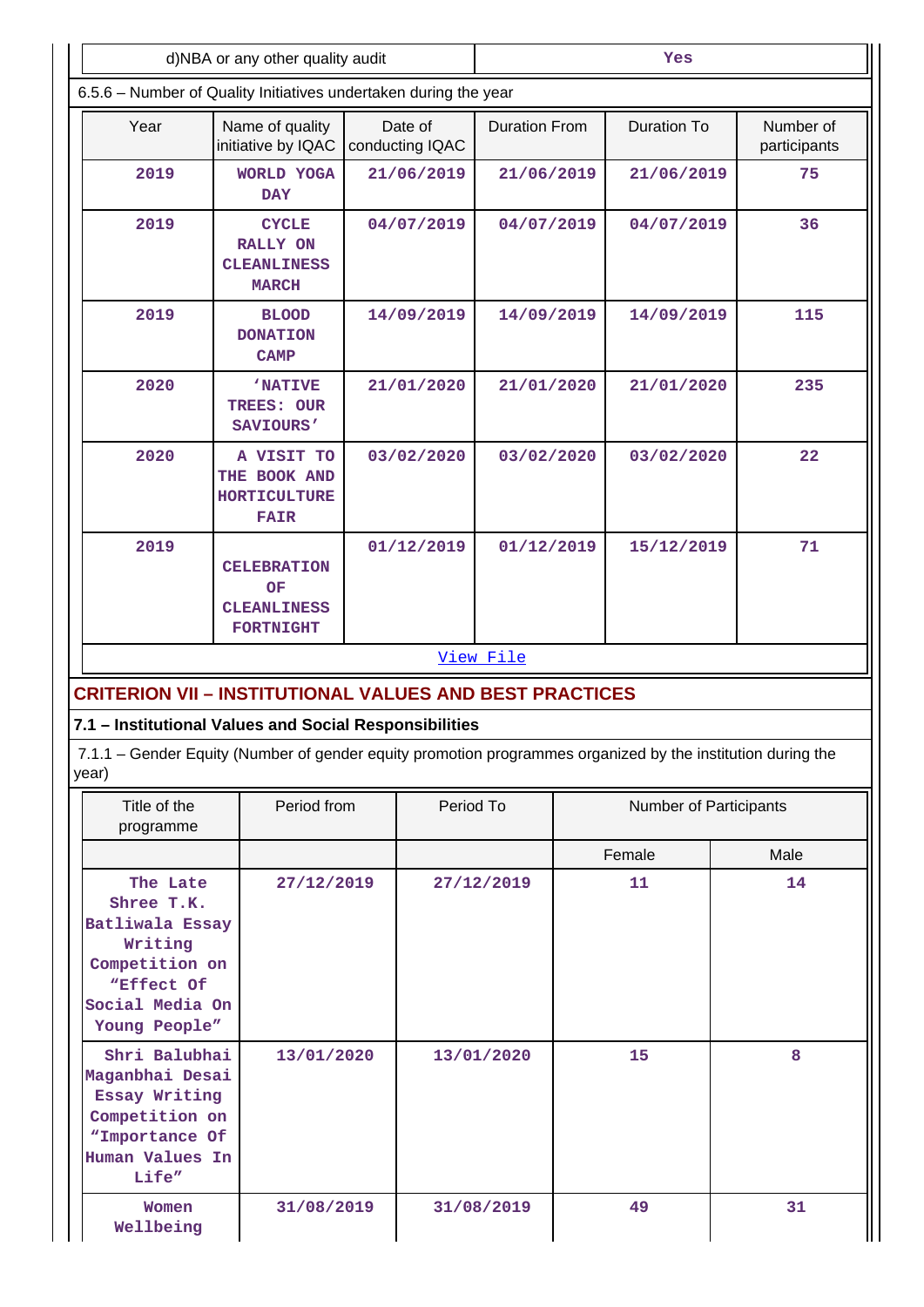| d)NBA or any other quality audit | Yes |
|---|---|

6.5.6 – Number of Quality Initiatives undertaken during the year

| Year | Name of quality initiative by IQAC | Date of conducting IQAC | Duration From | Duration To | Number of participants |
|---|---|---|---|---|---|
| 2019 | WORLD YOGA DAY | 21/06/2019 | 21/06/2019 | 21/06/2019 | 75 |
| 2019 | CYCLE RALLY ON CLEANLINESS MARCH | 04/07/2019 | 04/07/2019 | 04/07/2019 | 36 |
| 2019 | BLOOD DONATION CAMP | 14/09/2019 | 14/09/2019 | 14/09/2019 | 115 |
| 2020 | 'NATIVE TREES: OUR SAVIOURS' | 21/01/2020 | 21/01/2020 | 21/01/2020 | 235 |
| 2020 | A VISIT TO THE BOOK AND HORTICULTURE FAIR | 03/02/2020 | 03/02/2020 | 03/02/2020 | 22 |
| 2019 | CELEBRATION OF CLEANLINESS FORTNIGHT | 01/12/2019 | 01/12/2019 | 15/12/2019 | 71 |

View File

## CRITERION VII – INSTITUTIONAL VALUES AND BEST PRACTICES

### 7.1 – Institutional Values and Social Responsibilities

7.1.1 – Gender Equity (Number of gender equity promotion programmes organized by the institution during the year)

| Title of the programme | Period from | Period To | Number of Participants | |
|---|---|---|---|---|
| | | | Female | Male |
| The Late Shree T.K. Batliwala Essay Writing Competition on "Effect Of Social Media On Young People" | 27/12/2019 | 27/12/2019 | 11 | 14 |
| Shri Balubhai Maganbhai Desai Essay Writing Competition on "Importance Of Human Values In Life" | 13/01/2020 | 13/01/2020 | 15 | 8 |
| Women Wellbeing | 31/08/2019 | 31/08/2019 | 49 | 31 |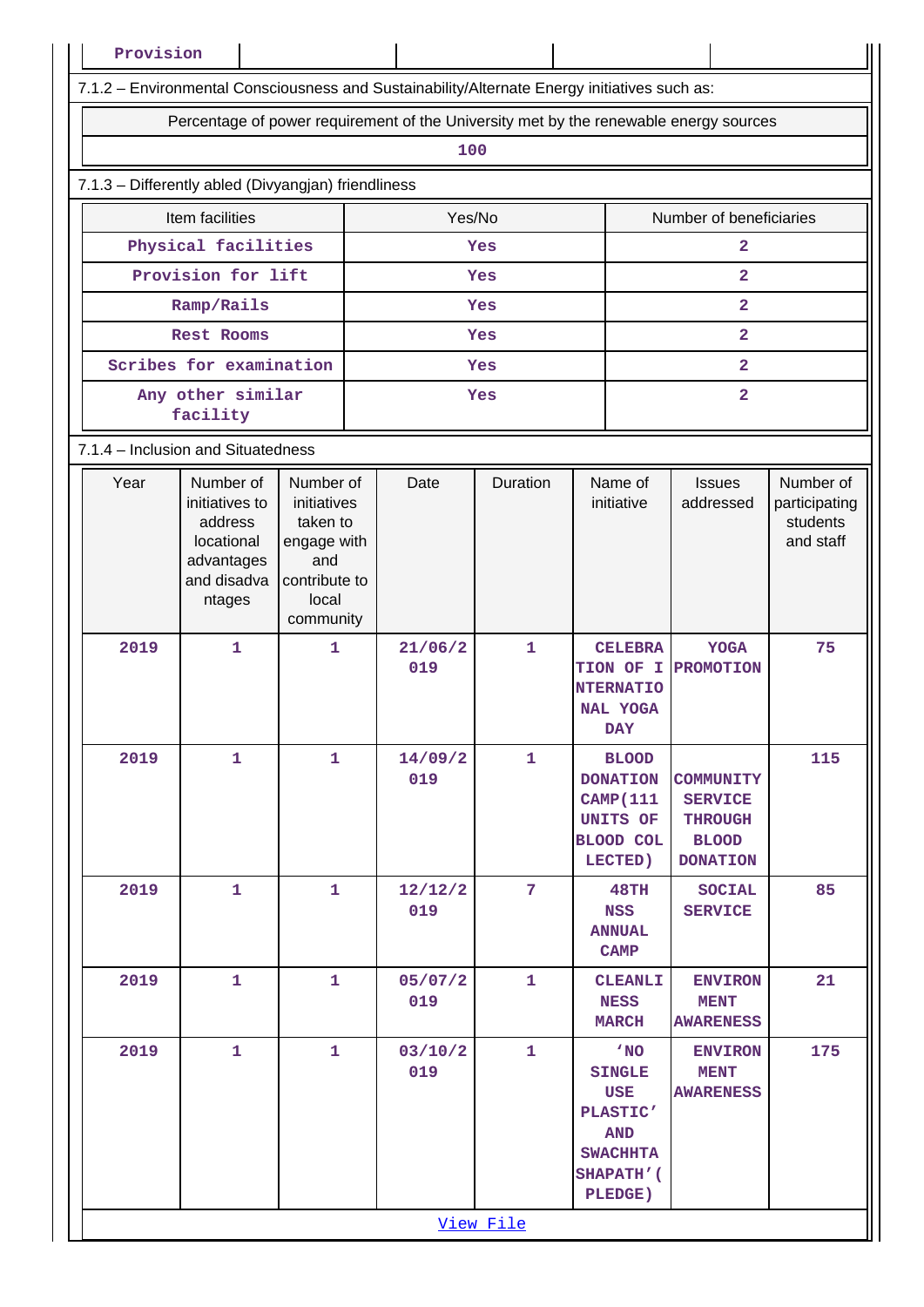| Provision | | | | |
|---|---|---|---|---|

7.1.2 – Environmental Consciousness and Sustainability/Alternate Energy initiatives such as:

| Percentage of power requirement of the University met by the renewable energy sources |
|---|
| 100 |

7.1.3 – Differently abled (Divyangjan) friendliness

| Item facilities | Yes/No | Number of beneficiaries |
|---|---|---|
| Physical facilities | Yes | 2 |
| Provision for lift | Yes | 2 |
| Ramp/Rails | Yes | 2 |
| Rest Rooms | Yes | 2 |
| Scribes for examination | Yes | 2 |
| Any other similar facility | Yes | 2 |

7.1.4 – Inclusion and Situatedness

| Year | Number of initiatives to address locational advantages and disadvantages | Number of initiatives taken to engage with and contribute to local community | Date | Duration | Name of initiative | Issues addressed | Number of participating students and staff |
|---|---|---|---|---|---|---|---|
| 2019 | 1 | 1 | 21/06/2019 | 1 | CELEBRATION OF INTERNATIONAL YOGA DAY | YOGA PROMOTION | 75 |
| 2019 | 1 | 1 | 14/09/2019 | 1 | BLOOD DONATION CAMP(111 UNITS OF BLOOD COLLECTED) | COMMUNITY SERVICE THROUGH BLOOD DONATION | 115 |
| 2019 | 1 | 1 | 12/12/2019 | 7 | 48TH NSS ANNUAL CAMP | SOCIAL SERVICE | 85 |
| 2019 | 1 | 1 | 05/07/2019 | 1 | CLEANLINESS MARCH | ENVIRONMENT AWARENESS | 21 |
| 2019 | 1 | 1 | 03/10/2019 | 1 | 'NO SINGLE USE PLASTIC' AND SWACHHTA SHAPATH'(PLEDGE) | ENVIRONMENT AWARENESS | 175 |

View File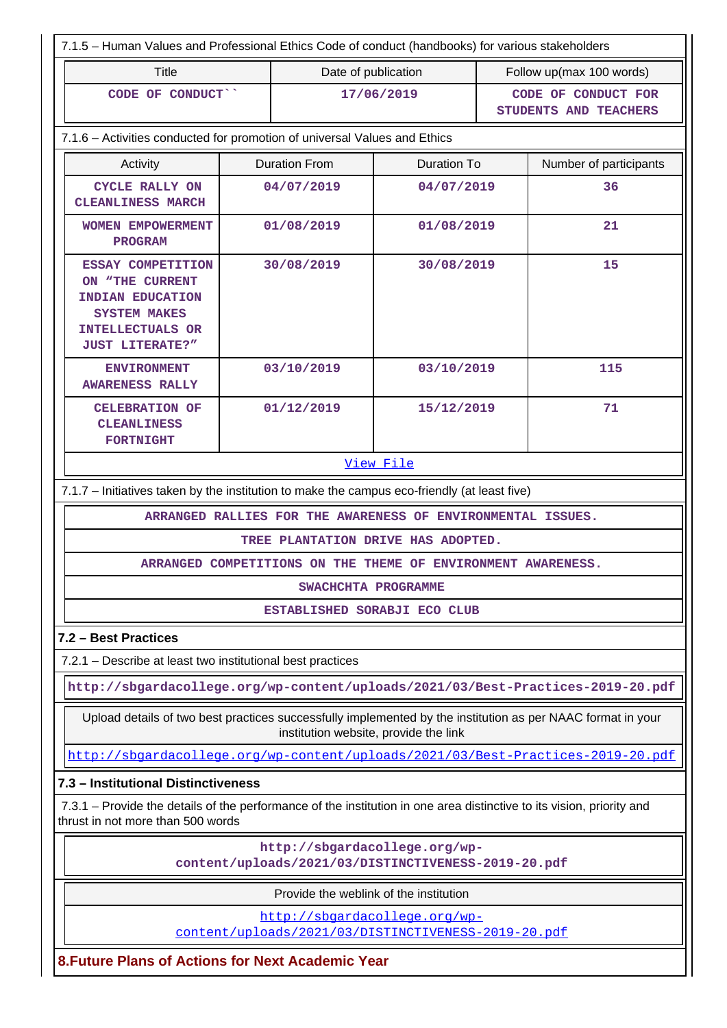7.1.5 – Human Values and Professional Ethics Code of conduct (handbooks) for various stakeholders

| Title | Date of publication | Follow up(max 100 words) |
|---|---|---|
| CODE OF CONDUCT`` | 17/06/2019 | CODE OF CONDUCT FOR STUDENTS AND TEACHERS |

7.1.6 – Activities conducted for promotion of universal Values and Ethics

| Activity | Duration From | Duration To | Number of participants |
|---|---|---|---|
| CYCLE RALLY ON CLEANLINESS MARCH | 04/07/2019 | 04/07/2019 | 36 |
| WOMEN EMPOWERMENT PROGRAM | 01/08/2019 | 01/08/2019 | 21 |
| ESSAY COMPETITION ON “THE CURRENT INDIAN EDUCATION SYSTEM MAKES INTELLECTUALS OR JUST LITERATE?” | 30/08/2019 | 30/08/2019 | 15 |
| ENVIRONMENT AWARENESS RALLY | 03/10/2019 | 03/10/2019 | 115 |
| CELEBRATION OF CLEANLINESS FORTNIGHT | 01/12/2019 | 15/12/2019 | 71 |

View File

7.1.7 – Initiatives taken by the institution to make the campus eco-friendly (at least five)

ARRANGED RALLIES FOR THE AWARENESS OF ENVIRONMENTAL ISSUES.

TREE PLANTATION DRIVE HAS ADOPTED.

ARRANGED COMPETITIONS ON THE THEME OF ENVIRONMENT AWARENESS.

SWACHCHTA PROGRAMME

ESTABLISHED SORABJI ECO CLUB

## 7.2 – Best Practices

7.2.1 – Describe at least two institutional best practices

http://sbgardacollege.org/wp-content/uploads/2021/03/Best-Practices-2019-20.pdf

Upload details of two best practices successfully implemented by the institution as per NAAC format in your institution website, provide the link

http://sbgardacollege.org/wp-content/uploads/2021/03/Best-Practices-2019-20.pdf

## 7.3 – Institutional Distinctiveness

7.3.1 – Provide the details of the performance of the institution in one area distinctive to its vision, priority and thrust in not more than 500 words

http://sbgardacollege.org/wp-content/uploads/2021/03/DISTINCTIVENESS-2019-20.pdf

Provide the weblink of the institution

http://sbgardacollege.org/wp-content/uploads/2021/03/DISTINCTIVENESS-2019-20.pdf

## 8.Future Plans of Actions for Next Academic Year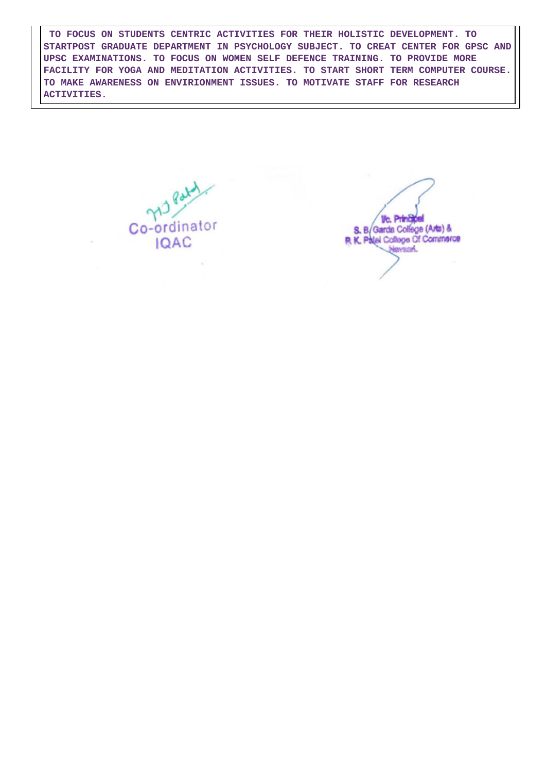TO FOCUS ON STUDENTS CENTRIC ACTIVITIES FOR THEIR HOLISTIC DEVELOPMENT. TO STARTPOST GRADUATE DEPARTMENT IN PSYCHOLOGY SUBJECT. TO CREAT CENTER FOR GPSC AND UPSC EXAMINATIONS. TO FOCUS ON WOMEN SELF DEFENCE TRAINING. TO PROVIDE MORE FACILITY FOR YOGA AND MEDITATION ACTIVITIES. TO START SHORT TERM COMPUTER COURSE. TO MAKE AWARENESS ON ENVIRIONMENT ISSUES. TO MOTIVATE STAFF FOR RESEARCH ACTIVITIES.

Co-ordinator
IQAC

I/c. Principal
S. B. Garda College (Arts) &
P. K. Patel College Of Commerce
Navsari.